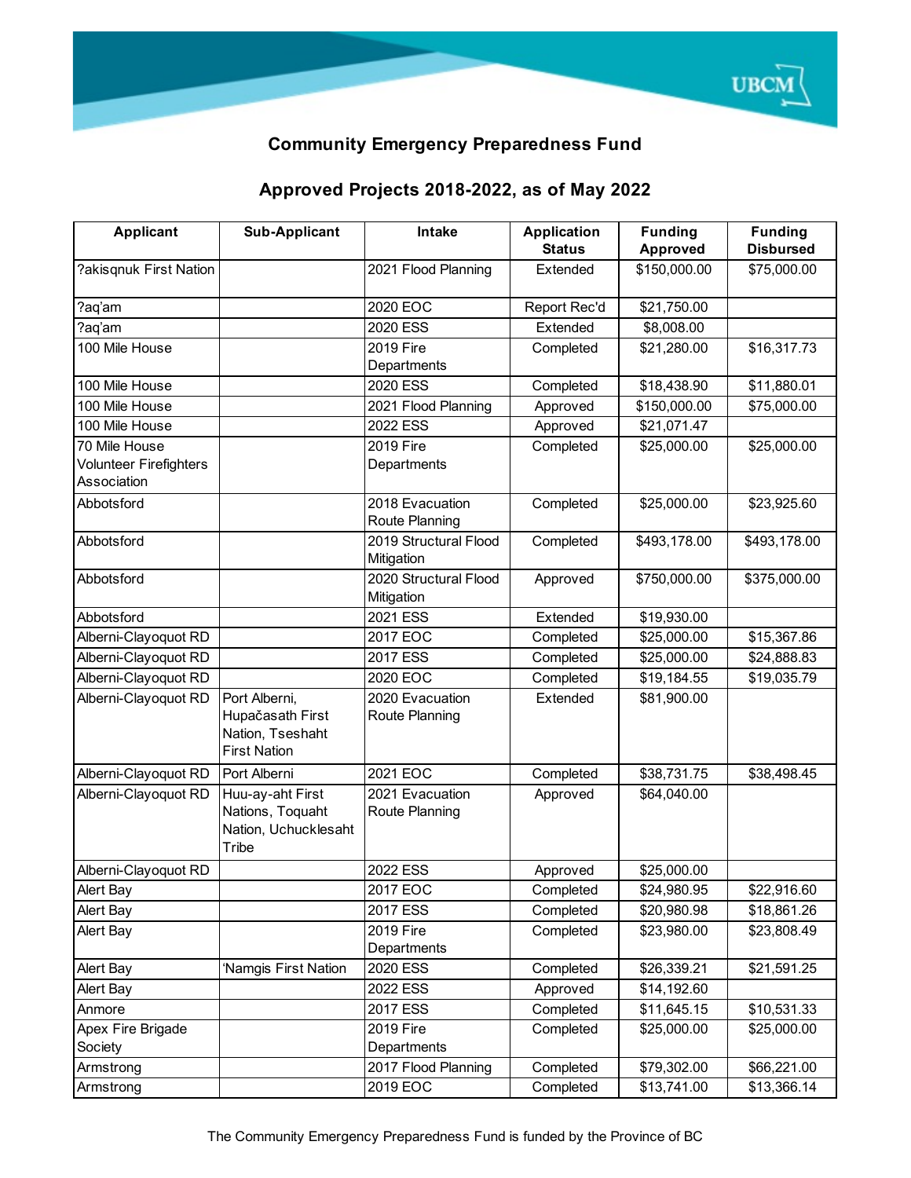## Community Emergency Preparedness Fund

## Approved Projects 2018-2022, as of May 2022

| Applicant | Sub-Applicant | Intake | Application Status | Funding Approved | Funding Disbursed |
|---|---|---|---|---|---|
| ?akisqnuk First Nation | | 2021 Flood Planning | Extended | $150,000.00 | $75,000.00 |
| ?aq'am | | 2020 EOC | Report Rec'd | $21,750.00 | |
| ?aq'am | | 2020 ESS | Extended | $8,008.00 | |
| 100 Mile House | | 2019 Fire Departments | Completed | $21,280.00 | $16,317.73 |
| 100 Mile House | | 2020 ESS | Completed | $18,438.90 | $11,880.01 |
| 100 Mile House | | 2021 Flood Planning | Approved | $150,000.00 | $75,000.00 |
| 100 Mile House | | 2022 ESS | Approved | $21,071.47 | |
| 70 Mile House Volunteer Firefighters Association | | 2019 Fire Departments | Completed | $25,000.00 | $25,000.00 |
| Abbotsford | | 2018 Evacuation Route Planning | Completed | $25,000.00 | $23,925.60 |
| Abbotsford | | 2019 Structural Flood Mitigation | Completed | $493,178.00 | $493,178.00 |
| Abbotsford | | 2020 Structural Flood Mitigation | Approved | $750,000.00 | $375,000.00 |
| Abbotsford | | 2021 ESS | Extended | $19,930.00 | |
| Alberni-Clayoquot RD | | 2017 EOC | Completed | $25,000.00 | $15,367.86 |
| Alberni-Clayoquot RD | | 2017 ESS | Completed | $25,000.00 | $24,888.83 |
| Alberni-Clayoquot RD | | 2020 EOC | Completed | $19,184.55 | $19,035.79 |
| Alberni-Clayoquot RD | Port Alberni, Hupačasath First Nation, Tseshaht First Nation | 2020 Evacuation Route Planning | Extended | $81,900.00 | |
| Alberni-Clayoquot RD | Port Alberni | 2021 EOC | Completed | $38,731.75 | $38,498.45 |
| Alberni-Clayoquot RD | Huu-ay-aht First Nations, Toquaht Nation, Uchucklesaht Tribe | 2021 Evacuation Route Planning | Approved | $64,040.00 | |
| Alberni-Clayoquot RD | | 2022 ESS | Approved | $25,000.00 | |
| Alert Bay | | 2017 EOC | Completed | $24,980.95 | $22,916.60 |
| Alert Bay | | 2017 ESS | Completed | $20,980.98 | $18,861.26 |
| Alert Bay | | 2019 Fire Departments | Completed | $23,980.00 | $23,808.49 |
| Alert Bay | 'Namgis First Nation | 2020 ESS | Completed | $26,339.21 | $21,591.25 |
| Alert Bay | | 2022 ESS | Approved | $14,192.60 | |
| Anmore | | 2017 ESS | Completed | $11,645.15 | $10,531.33 |
| Apex Fire Brigade Society | | 2019 Fire Departments | Completed | $25,000.00 | $25,000.00 |
| Armstrong | | 2017 Flood Planning | Completed | $79,302.00 | $66,221.00 |
| Armstrong | | 2019 EOC | Completed | $13,741.00 | $13,366.14 |

The Community Emergency Preparedness Fund is funded by the Province of BC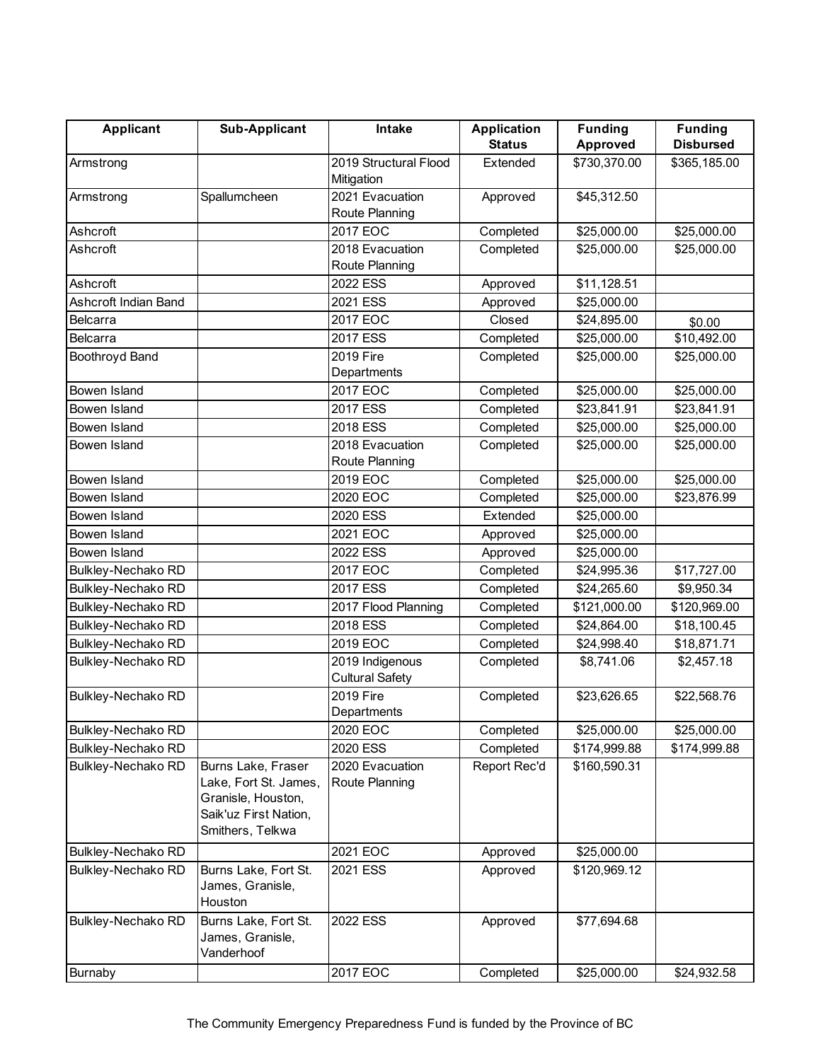| Applicant | Sub-Applicant | Intake | Application Status | Funding Approved | Funding Disbursed |
|---|---|---|---|---|---|
| Armstrong | | 2019 Structural Flood Mitigation | Extended | $730,370.00 | $365,185.00 |
| Armstrong | Spallumcheen | 2021 Evacuation Route Planning | Approved | $45,312.50 | |
| Ashcroft | | 2017 EOC | Completed | $25,000.00 | $25,000.00 |
| Ashcroft | | 2018 Evacuation Route Planning | Completed | $25,000.00 | $25,000.00 |
| Ashcroft | | 2022 ESS | Approved | $11,128.51 | |
| Ashcroft Indian Band | | 2021 ESS | Approved | $25,000.00 | |
| Belcarra | | 2017 EOC | Closed | $24,895.00 | $0.00 |
| Belcarra | | 2017 ESS | Completed | $25,000.00 | $10,492.00 |
| Boothroyd Band | | 2019 Fire Departments | Completed | $25,000.00 | $25,000.00 |
| Bowen Island | | 2017 EOC | Completed | $25,000.00 | $25,000.00 |
| Bowen Island | | 2017 ESS | Completed | $23,841.91 | $23,841.91 |
| Bowen Island | | 2018 ESS | Completed | $25,000.00 | $25,000.00 |
| Bowen Island | | 2018 Evacuation Route Planning | Completed | $25,000.00 | $25,000.00 |
| Bowen Island | | 2019 EOC | Completed | $25,000.00 | $25,000.00 |
| Bowen Island | | 2020 EOC | Completed | $25,000.00 | $23,876.99 |
| Bowen Island | | 2020 ESS | Extended | $25,000.00 | |
| Bowen Island | | 2021 EOC | Approved | $25,000.00 | |
| Bowen Island | | 2022 ESS | Approved | $25,000.00 | |
| Bulkley-Nechako RD | | 2017 EOC | Completed | $24,995.36 | $17,727.00 |
| Bulkley-Nechako RD | | 2017 ESS | Completed | $24,265.60 | $9,950.34 |
| Bulkley-Nechako RD | | 2017 Flood Planning | Completed | $121,000.00 | $120,969.00 |
| Bulkley-Nechako RD | | 2018 ESS | Completed | $24,864.00 | $18,100.45 |
| Bulkley-Nechako RD | | 2019 EOC | Completed | $24,998.40 | $18,871.71 |
| Bulkley-Nechako RD | | 2019 Indigenous Cultural Safety | Completed | $8,741.06 | $2,457.18 |
| Bulkley-Nechako RD | | 2019 Fire Departments | Completed | $23,626.65 | $22,568.76 |
| Bulkley-Nechako RD | | 2020 EOC | Completed | $25,000.00 | $25,000.00 |
| Bulkley-Nechako RD | | 2020 ESS | Completed | $174,999.88 | $174,999.88 |
| Bulkley-Nechako RD | Burns Lake, Fraser Lake, Fort St. James, Granisle, Houston, Saik'uz First Nation, Smithers, Telkwa | 2020 Evacuation Route Planning | Report Rec'd | $160,590.31 | |
| Bulkley-Nechako RD | | 2021 EOC | Approved | $25,000.00 | |
| Bulkley-Nechako RD | Burns Lake, Fort St. James, Granisle, Houston | 2021 ESS | Approved | $120,969.12 | |
| Bulkley-Nechako RD | Burns Lake, Fort St. James, Granisle, Vanderhoof | 2022 ESS | Approved | $77,694.68 | |
| Burnaby | | 2017 EOC | Completed | $25,000.00 | $24,932.58 |

The Community Emergency Preparedness Fund is funded by the Province of BC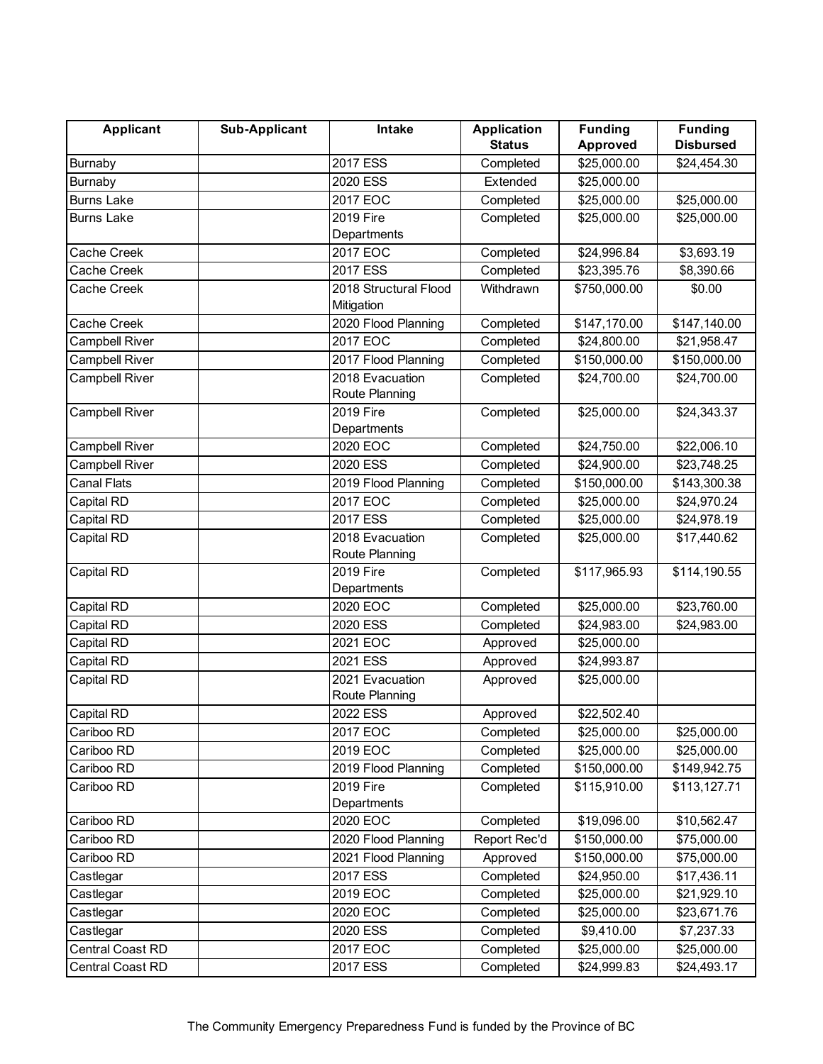| Applicant | Sub-Applicant | Intake | Application Status | Funding Approved | Funding Disbursed |
|---|---|---|---|---|---|
| Burnaby | | 2017 ESS | Completed | $25,000.00 | $24,454.30 |
| Burnaby | | 2020 ESS | Extended | $25,000.00 | |
| Burns Lake | | 2017 EOC | Completed | $25,000.00 | $25,000.00 |
| Burns Lake | | 2019 Fire Departments | Completed | $25,000.00 | $25,000.00 |
| Cache Creek | | 2017 EOC | Completed | $24,996.84 | $3,693.19 |
| Cache Creek | | 2017 ESS | Completed | $23,395.76 | $8,390.66 |
| Cache Creek | | 2018 Structural Flood Mitigation | Withdrawn | $750,000.00 | $0.00 |
| Cache Creek | | 2020 Flood Planning | Completed | $147,170.00 | $147,140.00 |
| Campbell River | | 2017 EOC | Completed | $24,800.00 | $21,958.47 |
| Campbell River | | 2017 Flood Planning | Completed | $150,000.00 | $150,000.00 |
| Campbell River | | 2018 Evacuation Route Planning | Completed | $24,700.00 | $24,700.00 |
| Campbell River | | 2019 Fire Departments | Completed | $25,000.00 | $24,343.37 |
| Campbell River | | 2020 EOC | Completed | $24,750.00 | $22,006.10 |
| Campbell River | | 2020 ESS | Completed | $24,900.00 | $23,748.25 |
| Canal Flats | | 2019 Flood Planning | Completed | $150,000.00 | $143,300.38 |
| Capital RD | | 2017 EOC | Completed | $25,000.00 | $24,970.24 |
| Capital RD | | 2017 ESS | Completed | $25,000.00 | $24,978.19 |
| Capital RD | | 2018 Evacuation Route Planning | Completed | $25,000.00 | $17,440.62 |
| Capital RD | | 2019 Fire Departments | Completed | $117,965.93 | $114,190.55 |
| Capital RD | | 2020 EOC | Completed | $25,000.00 | $23,760.00 |
| Capital RD | | 2020 ESS | Completed | $24,983.00 | $24,983.00 |
| Capital RD | | 2021 EOC | Approved | $25,000.00 | |
| Capital RD | | 2021 ESS | Approved | $24,993.87 | |
| Capital RD | | 2021 Evacuation Route Planning | Approved | $25,000.00 | |
| Capital RD | | 2022 ESS | Approved | $22,502.40 | |
| Cariboo RD | | 2017 EOC | Completed | $25,000.00 | $25,000.00 |
| Cariboo RD | | 2019 EOC | Completed | $25,000.00 | $25,000.00 |
| Cariboo RD | | 2019 Flood Planning | Completed | $150,000.00 | $149,942.75 |
| Cariboo RD | | 2019 Fire Departments | Completed | $115,910.00 | $113,127.71 |
| Cariboo RD | | 2020 EOC | Completed | $19,096.00 | $10,562.47 |
| Cariboo RD | | 2020 Flood Planning | Report Rec'd | $150,000.00 | $75,000.00 |
| Cariboo RD | | 2021 Flood Planning | Approved | $150,000.00 | $75,000.00 |
| Castlegar | | 2017 ESS | Completed | $24,950.00 | $17,436.11 |
| Castlegar | | 2019 EOC | Completed | $25,000.00 | $21,929.10 |
| Castlegar | | 2020 EOC | Completed | $25,000.00 | $23,671.76 |
| Castlegar | | 2020 ESS | Completed | $9,410.00 | $7,237.33 |
| Central Coast RD | | 2017 EOC | Completed | $25,000.00 | $25,000.00 |
| Central Coast RD | | 2017 ESS | Completed | $24,999.83 | $24,493.17 |

The Community Emergency Preparedness Fund is funded by the Province of BC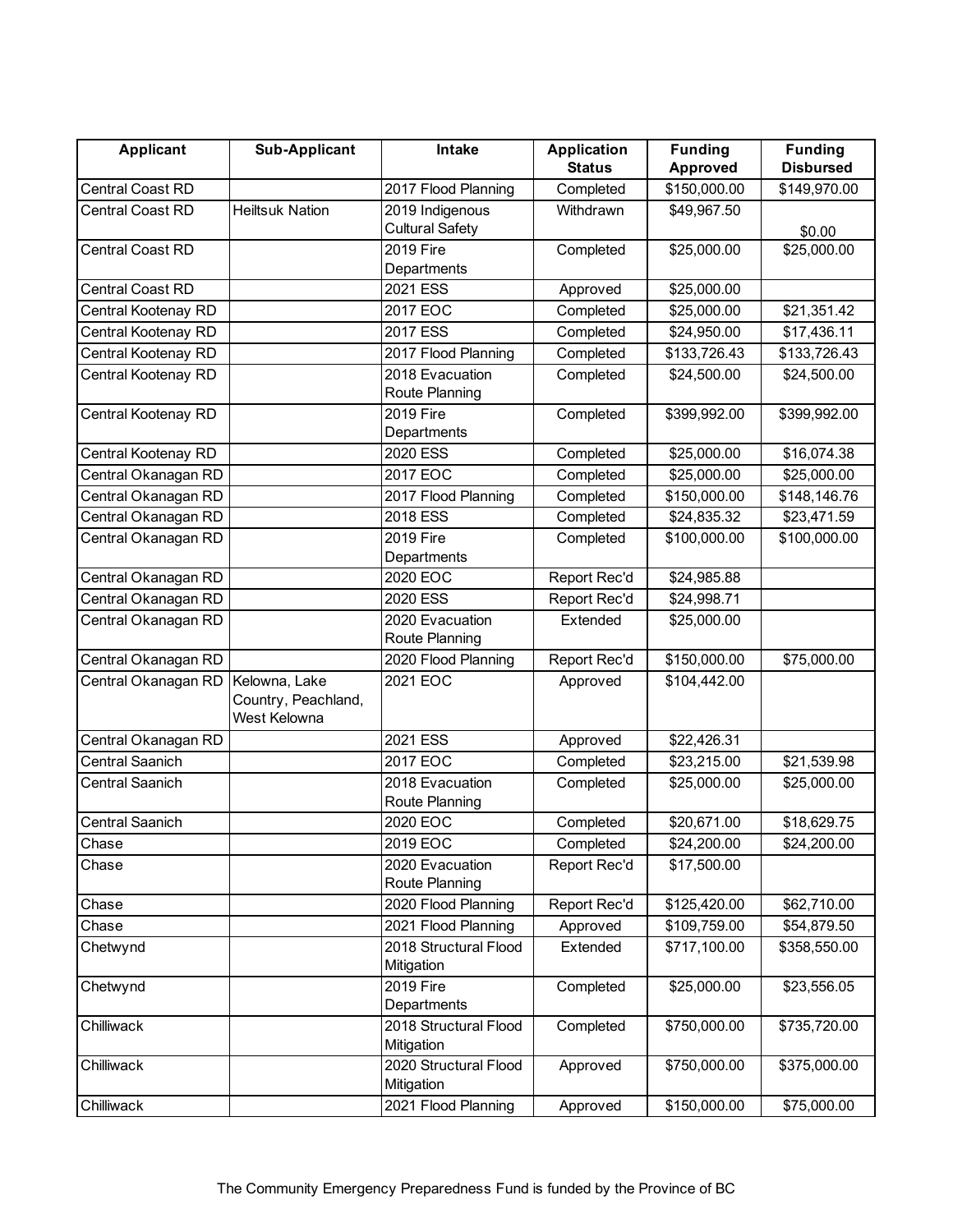| Applicant | Sub-Applicant | Intake | Application Status | Funding Approved | Funding Disbursed |
|---|---|---|---|---|---|
| Central Coast RD | | 2017 Flood Planning | Completed | $150,000.00 | $149,970.00 |
| Central Coast RD | Heiltsuk Nation | 2019 Indigenous Cultural Safety | Withdrawn | $49,967.50 | $0.00 |
| Central Coast RD | | 2019 Fire Departments | Completed | $25,000.00 | $25,000.00 |
| Central Coast RD | | 2021 ESS | Approved | $25,000.00 | |
| Central Kootenay RD | | 2017 EOC | Completed | $25,000.00 | $21,351.42 |
| Central Kootenay RD | | 2017 ESS | Completed | $24,950.00 | $17,436.11 |
| Central Kootenay RD | | 2017 Flood Planning | Completed | $133,726.43 | $133,726.43 |
| Central Kootenay RD | | 2018 Evacuation Route Planning | Completed | $24,500.00 | $24,500.00 |
| Central Kootenay RD | | 2019 Fire Departments | Completed | $399,992.00 | $399,992.00 |
| Central Kootenay RD | | 2020 ESS | Completed | $25,000.00 | $16,074.38 |
| Central Okanagan RD | | 2017 EOC | Completed | $25,000.00 | $25,000.00 |
| Central Okanagan RD | | 2017 Flood Planning | Completed | $150,000.00 | $148,146.76 |
| Central Okanagan RD | | 2018 ESS | Completed | $24,835.32 | $23,471.59 |
| Central Okanagan RD | | 2019 Fire Departments | Completed | $100,000.00 | $100,000.00 |
| Central Okanagan RD | | 2020 EOC | Report Rec'd | $24,985.88 | |
| Central Okanagan RD | | 2020 ESS | Report Rec'd | $24,998.71 | |
| Central Okanagan RD | | 2020 Evacuation Route Planning | Extended | $25,000.00 | |
| Central Okanagan RD | | 2020 Flood Planning | Report Rec'd | $150,000.00 | $75,000.00 |
| Central Okanagan RD | Kelowna, Lake Country, Peachland, West Kelowna | 2021 EOC | Approved | $104,442.00 | |
| Central Okanagan RD | | 2021 ESS | Approved | $22,426.31 | |
| Central Saanich | | 2017 EOC | Completed | $23,215.00 | $21,539.98 |
| Central Saanich | | 2018 Evacuation Route Planning | Completed | $25,000.00 | $25,000.00 |
| Central Saanich | | 2020 EOC | Completed | $20,671.00 | $18,629.75 |
| Chase | | 2019 EOC | Completed | $24,200.00 | $24,200.00 |
| Chase | | 2020 Evacuation Route Planning | Report Rec'd | $17,500.00 | |
| Chase | | 2020 Flood Planning | Report Rec'd | $125,420.00 | $62,710.00 |
| Chase | | 2021 Flood Planning | Approved | $109,759.00 | $54,879.50 |
| Chetwynd | | 2018 Structural Flood Mitigation | Extended | $717,100.00 | $358,550.00 |
| Chetwynd | | 2019 Fire Departments | Completed | $25,000.00 | $23,556.05 |
| Chilliwack | | 2018 Structural Flood Mitigation | Completed | $750,000.00 | $735,720.00 |
| Chilliwack | | 2020 Structural Flood Mitigation | Approved | $750,000.00 | $375,000.00 |
| Chilliwack | | 2021 Flood Planning | Approved | $150,000.00 | $75,000.00 |

The Community Emergency Preparedness Fund is funded by the Province of BC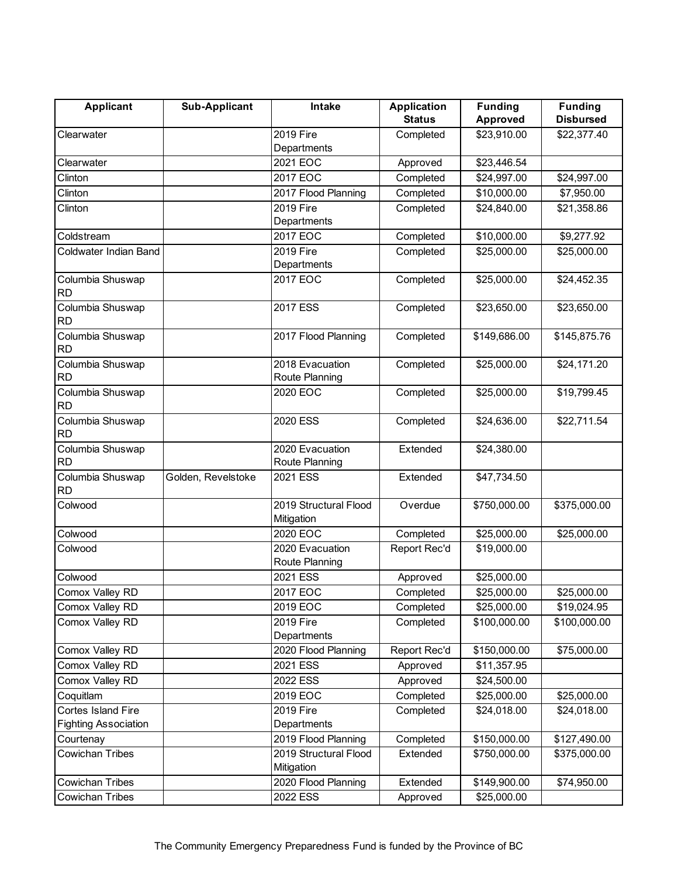| Applicant | Sub-Applicant | Intake | Application Status | Funding Approved | Funding Disbursed |
|---|---|---|---|---|---|
| Clearwater | | 2019 Fire Departments | Completed | $23,910.00 | $22,377.40 |
| Clearwater | | 2021 EOC | Approved | $23,446.54 | |
| Clinton | | 2017 EOC | Completed | $24,997.00 | $24,997.00 |
| Clinton | | 2017 Flood Planning | Completed | $10,000.00 | $7,950.00 |
| Clinton | | 2019 Fire Departments | Completed | $24,840.00 | $21,358.86 |
| Coldstream | | 2017 EOC | Completed | $10,000.00 | $9,277.92 |
| Coldwater Indian Band | | 2019 Fire Departments | Completed | $25,000.00 | $25,000.00 |
| Columbia Shuswap RD | | 2017 EOC | Completed | $25,000.00 | $24,452.35 |
| Columbia Shuswap RD | | 2017 ESS | Completed | $23,650.00 | $23,650.00 |
| Columbia Shuswap RD | | 2017 Flood Planning | Completed | $149,686.00 | $145,875.76 |
| Columbia Shuswap RD | | 2018 Evacuation Route Planning | Completed | $25,000.00 | $24,171.20 |
| Columbia Shuswap RD | | 2020 EOC | Completed | $25,000.00 | $19,799.45 |
| Columbia Shuswap RD | | 2020 ESS | Completed | $24,636.00 | $22,711.54 |
| Columbia Shuswap RD | | 2020 Evacuation Route Planning | Extended | $24,380.00 | |
| Columbia Shuswap RD | Golden, Revelstoke | 2021 ESS | Extended | $47,734.50 | |
| Colwood | | 2019 Structural Flood Mitigation | Overdue | $750,000.00 | $375,000.00 |
| Colwood | | 2020 EOC | Completed | $25,000.00 | $25,000.00 |
| Colwood | | 2020 Evacuation Route Planning | Report Rec'd | $19,000.00 | |
| Colwood | | 2021 ESS | Approved | $25,000.00 | |
| Comox Valley RD | | 2017 EOC | Completed | $25,000.00 | $25,000.00 |
| Comox Valley RD | | 2019 EOC | Completed | $25,000.00 | $19,024.95 |
| Comox Valley RD | | 2019 Fire Departments | Completed | $100,000.00 | $100,000.00 |
| Comox Valley RD | | 2020 Flood Planning | Report Rec'd | $150,000.00 | $75,000.00 |
| Comox Valley RD | | 2021 ESS | Approved | $11,357.95 | |
| Comox Valley RD | | 2022 ESS | Approved | $24,500.00 | |
| Coquitlam | | 2019 EOC | Completed | $25,000.00 | $25,000.00 |
| Cortes Island Fire Fighting Association | | 2019 Fire Departments | Completed | $24,018.00 | $24,018.00 |
| Courtenay | | 2019 Flood Planning | Completed | $150,000.00 | $127,490.00 |
| Cowichan Tribes | | 2019 Structural Flood Mitigation | Extended | $750,000.00 | $375,000.00 |
| Cowichan Tribes | | 2020 Flood Planning | Extended | $149,900.00 | $74,950.00 |
| Cowichan Tribes | | 2022 ESS | Approved | $25,000.00 | |

The Community Emergency Preparedness Fund is funded by the Province of BC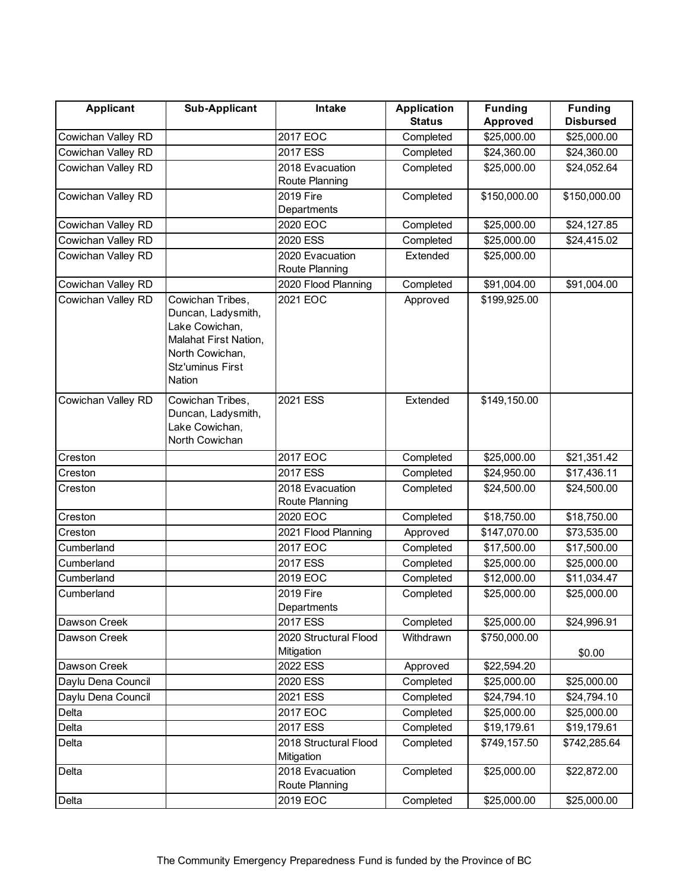| Applicant | Sub-Applicant | Intake | Application Status | Funding Approved | Funding Disbursed |
|---|---|---|---|---|---|
| Cowichan Valley RD | | 2017 EOC | Completed | $25,000.00 | $25,000.00 |
| Cowichan Valley RD | | 2017 ESS | Completed | $24,360.00 | $24,360.00 |
| Cowichan Valley RD | | 2018 Evacuation Route Planning | Completed | $25,000.00 | $24,052.64 |
| Cowichan Valley RD | | 2019 Fire Departments | Completed | $150,000.00 | $150,000.00 |
| Cowichan Valley RD | | 2020 EOC | Completed | $25,000.00 | $24,127.85 |
| Cowichan Valley RD | | 2020 ESS | Completed | $25,000.00 | $24,415.02 |
| Cowichan Valley RD | | 2020 Evacuation Route Planning | Extended | $25,000.00 | |
| Cowichan Valley RD | | 2020 Flood Planning | Completed | $91,004.00 | $91,004.00 |
| Cowichan Valley RD | Cowichan Tribes, Duncan, Ladysmith, Lake Cowichan, Malahat First Nation, North Cowichan, Stz'uminus First Nation | 2021 EOC | Approved | $199,925.00 | |
| Cowichan Valley RD | Cowichan Tribes, Duncan, Ladysmith, Lake Cowichan, North Cowichan | 2021 ESS | Extended | $149,150.00 | |
| Creston | | 2017 EOC | Completed | $25,000.00 | $21,351.42 |
| Creston | | 2017 ESS | Completed | $24,950.00 | $17,436.11 |
| Creston | | 2018 Evacuation Route Planning | Completed | $24,500.00 | $24,500.00 |
| Creston | | 2020 EOC | Completed | $18,750.00 | $18,750.00 |
| Creston | | 2021 Flood Planning | Approved | $147,070.00 | $73,535.00 |
| Cumberland | | 2017 EOC | Completed | $17,500.00 | $17,500.00 |
| Cumberland | | 2017 ESS | Completed | $25,000.00 | $25,000.00 |
| Cumberland | | 2019 EOC | Completed | $12,000.00 | $11,034.47 |
| Cumberland | | 2019 Fire Departments | Completed | $25,000.00 | $25,000.00 |
| Dawson Creek | | 2017 ESS | Completed | $25,000.00 | $24,996.91 |
| Dawson Creek | | 2020 Structural Flood Mitigation | Withdrawn | $750,000.00 | $0.00 |
| Dawson Creek | | 2022 ESS | Approved | $22,594.20 | |
| Daylu Dena Council | | 2020 ESS | Completed | $25,000.00 | $25,000.00 |
| Daylu Dena Council | | 2021 ESS | Completed | $24,794.10 | $24,794.10 |
| Delta | | 2017 EOC | Completed | $25,000.00 | $25,000.00 |
| Delta | | 2017 ESS | Completed | $19,179.61 | $19,179.61 |
| Delta | | 2018 Structural Flood Mitigation | Completed | $749,157.50 | $742,285.64 |
| Delta | | 2018 Evacuation Route Planning | Completed | $25,000.00 | $22,872.00 |
| Delta | | 2019 EOC | Completed | $25,000.00 | $25,000.00 |

The Community Emergency Preparedness Fund is funded by the Province of BC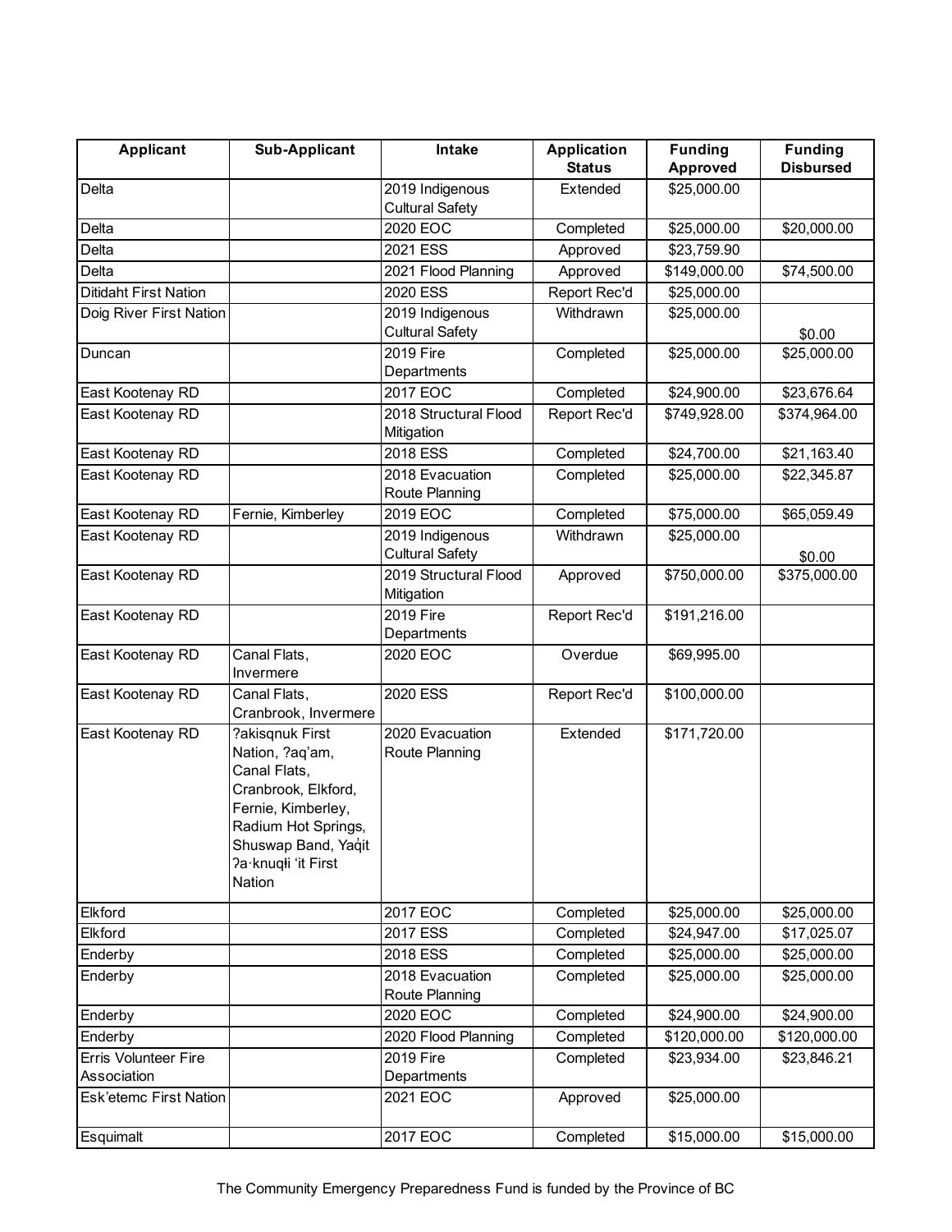| Applicant | Sub-Applicant | Intake | Application Status | Funding Approved | Funding Disbursed |
|---|---|---|---|---|---|
| Delta | | 2019 Indigenous Cultural Safety | Extended | $25,000.00 | |
| Delta | | 2020 EOC | Completed | $25,000.00 | $20,000.00 |
| Delta | | 2021 ESS | Approved | $23,759.90 | |
| Delta | | 2021 Flood Planning | Approved | $149,000.00 | $74,500.00 |
| Ditidaht First Nation | | 2020 ESS | Report Rec'd | $25,000.00 | |
| Doig River First Nation | | 2019 Indigenous Cultural Safety | Withdrawn | $25,000.00 | $0.00 |
| Duncan | | 2019 Fire Departments | Completed | $25,000.00 | $25,000.00 |
| East Kootenay RD | | 2017 EOC | Completed | $24,900.00 | $23,676.64 |
| East Kootenay RD | | 2018 Structural Flood Mitigation | Report Rec'd | $749,928.00 | $374,964.00 |
| East Kootenay RD | | 2018 ESS | Completed | $24,700.00 | $21,163.40 |
| East Kootenay RD | | 2018 Evacuation Route Planning | Completed | $25,000.00 | $22,345.87 |
| East Kootenay RD | Fernie, Kimberley | 2019 EOC | Completed | $75,000.00 | $65,059.49 |
| East Kootenay RD | | 2019 Indigenous Cultural Safety | Withdrawn | $25,000.00 | $0.00 |
| East Kootenay RD | | 2019 Structural Flood Mitigation | Approved | $750,000.00 | $375,000.00 |
| East Kootenay RD | | 2019 Fire Departments | Report Rec'd | $191,216.00 | |
| East Kootenay RD | Canal Flats, Invermere | 2020 EOC | Overdue | $69,995.00 | |
| East Kootenay RD | Canal Flats, Cranbrook, Invermere | 2020 ESS | Report Rec'd | $100,000.00 | |
| East Kootenay RD | ?akisqnuk First Nation, ?aq'am, Canal Flats, Cranbrook, Elkford, Fernie, Kimberley, Radium Hot Springs, Shuswap Band, Yaq̓it ʔa·knuqⱡi 'it First Nation | 2020 Evacuation Route Planning | Extended | $171,720.00 | |
| Elkford | | 2017 EOC | Completed | $25,000.00 | $25,000.00 |
| Elkford | | 2017 ESS | Completed | $24,947.00 | $17,025.07 |
| Enderby | | 2018 ESS | Completed | $25,000.00 | $25,000.00 |
| Enderby | | 2018 Evacuation Route Planning | Completed | $25,000.00 | $25,000.00 |
| Enderby | | 2020 EOC | Completed | $24,900.00 | $24,900.00 |
| Enderby | | 2020 Flood Planning | Completed | $120,000.00 | $120,000.00 |
| Erris Volunteer Fire Association | | 2019 Fire Departments | Completed | $23,934.00 | $23,846.21 |
| Esk'etemc First Nation | | 2021 EOC | Approved | $25,000.00 | |
| Esquimalt | | 2017 EOC | Completed | $15,000.00 | $15,000.00 |

The Community Emergency Preparedness Fund is funded by the Province of BC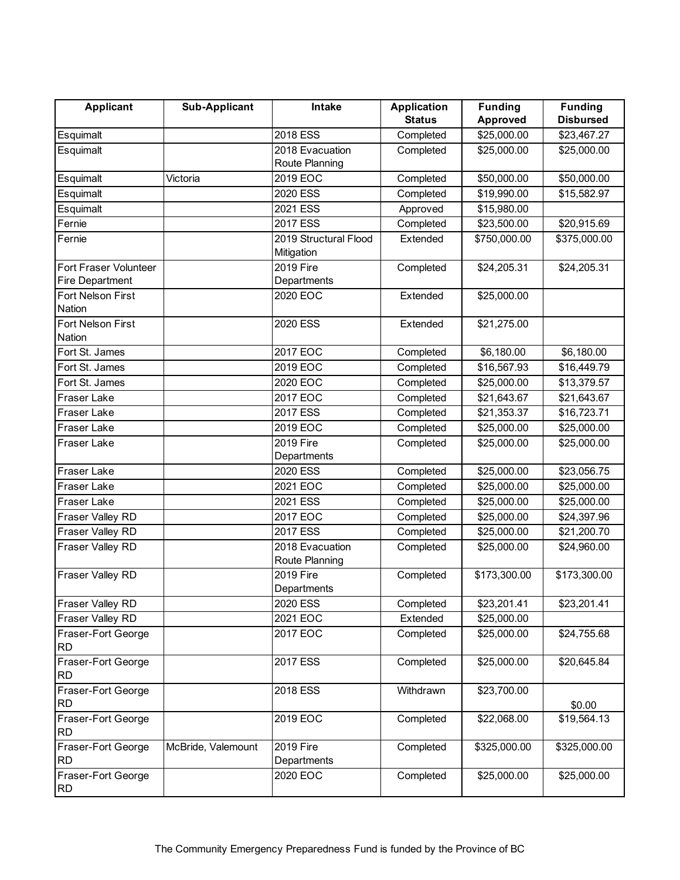| Applicant | Sub-Applicant | Intake | Application Status | Funding Approved | Funding Disbursed |
|---|---|---|---|---|---|
| Esquimalt | | 2018 ESS | Completed | $25,000.00 | $23,467.27 |
| Esquimalt | | 2018 Evacuation Route Planning | Completed | $25,000.00 | $25,000.00 |
| Esquimalt | Victoria | 2019 EOC | Completed | $50,000.00 | $50,000.00 |
| Esquimalt | | 2020 ESS | Completed | $19,990.00 | $15,582.97 |
| Esquimalt | | 2021 ESS | Approved | $15,980.00 | |
| Fernie | | 2017 ESS | Completed | $23,500.00 | $20,915.69 |
| Fernie | | 2019 Structural Flood Mitigation | Extended | $750,000.00 | $375,000.00 |
| Fort Fraser Volunteer Fire Department | | 2019 Fire Departments | Completed | $24,205.31 | $24,205.31 |
| Fort Nelson First Nation | | 2020 EOC | Extended | $25,000.00 | |
| Fort Nelson First Nation | | 2020 ESS | Extended | $21,275.00 | |
| Fort St. James | | 2017 EOC | Completed | $6,180.00 | $6,180.00 |
| Fort St. James | | 2019 EOC | Completed | $16,567.93 | $16,449.79 |
| Fort St. James | | 2020 EOC | Completed | $25,000.00 | $13,379.57 |
| Fraser Lake | | 2017 EOC | Completed | $21,643.67 | $21,643.67 |
| Fraser Lake | | 2017 ESS | Completed | $21,353.37 | $16,723.71 |
| Fraser Lake | | 2019 EOC | Completed | $25,000.00 | $25,000.00 |
| Fraser Lake | | 2019 Fire Departments | Completed | $25,000.00 | $25,000.00 |
| Fraser Lake | | 2020 ESS | Completed | $25,000.00 | $23,056.75 |
| Fraser Lake | | 2021 EOC | Completed | $25,000.00 | $25,000.00 |
| Fraser Lake | | 2021 ESS | Completed | $25,000.00 | $25,000.00 |
| Fraser Valley RD | | 2017 EOC | Completed | $25,000.00 | $24,397.96 |
| Fraser Valley RD | | 2017 ESS | Completed | $25,000.00 | $21,200.70 |
| Fraser Valley RD | | 2018 Evacuation Route Planning | Completed | $25,000.00 | $24,960.00 |
| Fraser Valley RD | | 2019 Fire Departments | Completed | $173,300.00 | $173,300.00 |
| Fraser Valley RD | | 2020 ESS | Completed | $23,201.41 | $23,201.41 |
| Fraser Valley RD | | 2021 EOC | Extended | $25,000.00 | |
| Fraser-Fort George RD | | 2017 EOC | Completed | $25,000.00 | $24,755.68 |
| Fraser-Fort George RD | | 2017 ESS | Completed | $25,000.00 | $20,645.84 |
| Fraser-Fort George RD | | 2018 ESS | Withdrawn | $23,700.00 | $0.00 |
| Fraser-Fort George RD | | 2019 EOC | Completed | $22,068.00 | $19,564.13 |
| Fraser-Fort George RD | McBride, Valemount | 2019 Fire Departments | Completed | $325,000.00 | $325,000.00 |
| Fraser-Fort George RD | | 2020 EOC | Completed | $25,000.00 | $25,000.00 |

The Community Emergency Preparedness Fund is funded by the Province of BC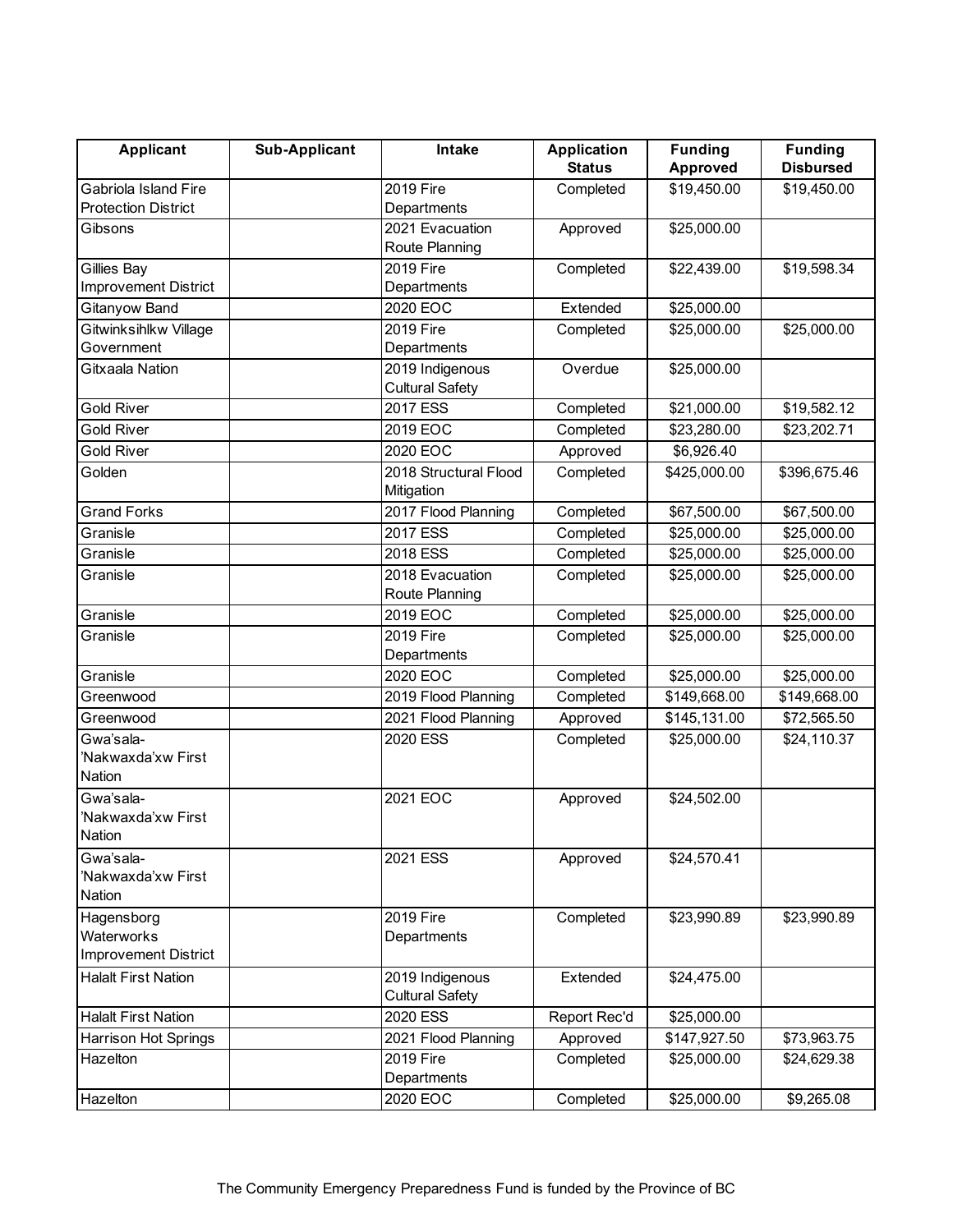| Applicant | Sub-Applicant | Intake | Application Status | Funding Approved | Funding Disbursed |
|---|---|---|---|---|---|
| Gabriola Island Fire Protection District | | 2019 Fire Departments | Completed | $19,450.00 | $19,450.00 |
| Gibsons | | 2021 Evacuation Route Planning | Approved | $25,000.00 | |
| Gillies Bay Improvement District | | 2019 Fire Departments | Completed | $22,439.00 | $19,598.34 |
| Gitanyow Band | | 2020 EOC | Extended | $25,000.00 | |
| Gitwinksihlkw Village Government | | 2019 Fire Departments | Completed | $25,000.00 | $25,000.00 |
| Gitxaala Nation | | 2019 Indigenous Cultural Safety | Overdue | $25,000.00 | |
| Gold River | | 2017 ESS | Completed | $21,000.00 | $19,582.12 |
| Gold River | | 2019 EOC | Completed | $23,280.00 | $23,202.71 |
| Gold River | | 2020 EOC | Approved | $6,926.40 | |
| Golden | | 2018 Structural Flood Mitigation | Completed | $425,000.00 | $396,675.46 |
| Grand Forks | | 2017 Flood Planning | Completed | $67,500.00 | $67,500.00 |
| Granisle | | 2017 ESS | Completed | $25,000.00 | $25,000.00 |
| Granisle | | 2018 ESS | Completed | $25,000.00 | $25,000.00 |
| Granisle | | 2018 Evacuation Route Planning | Completed | $25,000.00 | $25,000.00 |
| Granisle | | 2019 EOC | Completed | $25,000.00 | $25,000.00 |
| Granisle | | 2019 Fire Departments | Completed | $25,000.00 | $25,000.00 |
| Granisle | | 2020 EOC | Completed | $25,000.00 | $25,000.00 |
| Greenwood | | 2019 Flood Planning | Completed | $149,668.00 | $149,668.00 |
| Greenwood | | 2021 Flood Planning | Approved | $145,131.00 | $72,565.50 |
| Gwa'sala-'Nakwaxda'xw First Nation | | 2020 ESS | Completed | $25,000.00 | $24,110.37 |
| Gwa'sala-'Nakwaxda'xw First Nation | | 2021 EOC | Approved | $24,502.00 | |
| Gwa'sala-'Nakwaxda'xw First Nation | | 2021 ESS | Approved | $24,570.41 | |
| Hagensborg Waterworks Improvement District | | 2019 Fire Departments | Completed | $23,990.89 | $23,990.89 |
| Halalt First Nation | | 2019 Indigenous Cultural Safety | Extended | $24,475.00 | |
| Halalt First Nation | | 2020 ESS | Report Rec'd | $25,000.00 | |
| Harrison Hot Springs | | 2021 Flood Planning | Approved | $147,927.50 | $73,963.75 |
| Hazelton | | 2019 Fire Departments | Completed | $25,000.00 | $24,629.38 |
| Hazelton | | 2020 EOC | Completed | $25,000.00 | $9,265.08 |

The Community Emergency Preparedness Fund is funded by the Province of BC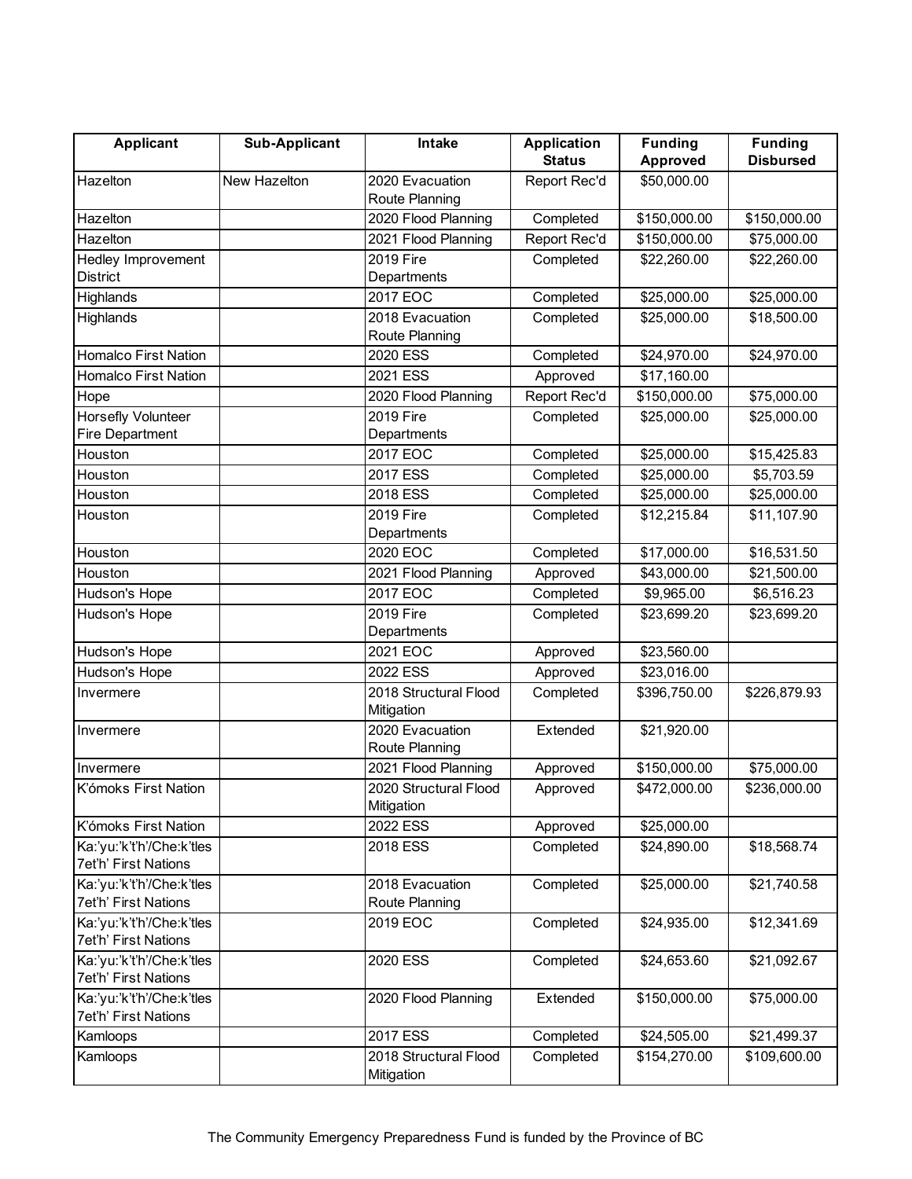| Applicant | Sub-Applicant | Intake | Application Status | Funding Approved | Funding Disbursed |
|---|---|---|---|---|---|
| Hazelton | New Hazelton | 2020 Evacuation Route Planning | Report Rec'd | $50,000.00 | |
| Hazelton | | 2020 Flood Planning | Completed | $150,000.00 | $150,000.00 |
| Hazelton | | 2021 Flood Planning | Report Rec'd | $150,000.00 | $75,000.00 |
| Hedley Improvement District | | 2019 Fire Departments | Completed | $22,260.00 | $22,260.00 |
| Highlands | | 2017 EOC | Completed | $25,000.00 | $25,000.00 |
| Highlands | | 2018 Evacuation Route Planning | Completed | $25,000.00 | $18,500.00 |
| Homalco First Nation | | 2020 ESS | Completed | $24,970.00 | $24,970.00 |
| Homalco First Nation | | 2021 ESS | Approved | $17,160.00 | |
| Hope | | 2020 Flood Planning | Report Rec'd | $150,000.00 | $75,000.00 |
| Horsefly Volunteer Fire Department | | 2019 Fire Departments | Completed | $25,000.00 | $25,000.00 |
| Houston | | 2017 EOC | Completed | $25,000.00 | $15,425.83 |
| Houston | | 2017 ESS | Completed | $25,000.00 | $5,703.59 |
| Houston | | 2018 ESS | Completed | $25,000.00 | $25,000.00 |
| Houston | | 2019 Fire Departments | Completed | $12,215.84 | $11,107.90 |
| Houston | | 2020 EOC | Completed | $17,000.00 | $16,531.50 |
| Houston | | 2021 Flood Planning | Approved | $43,000.00 | $21,500.00 |
| Hudson's Hope | | 2017 EOC | Completed | $9,965.00 | $6,516.23 |
| Hudson's Hope | | 2019 Fire Departments | Completed | $23,699.20 | $23,699.20 |
| Hudson's Hope | | 2021 EOC | Approved | $23,560.00 | |
| Hudson's Hope | | 2022 ESS | Approved | $23,016.00 | |
| Invermere | | 2018 Structural Flood Mitigation | Completed | $396,750.00 | $226,879.93 |
| Invermere | | 2020 Evacuation Route Planning | Extended | $21,920.00 | |
| Invermere | | 2021 Flood Planning | Approved | $150,000.00 | $75,000.00 |
| K'ómoks First Nation | | 2020 Structural Flood Mitigation | Approved | $472,000.00 | $236,000.00 |
| K'ómoks First Nation | | 2022 ESS | Approved | $25,000.00 | |
| Ka:'yu:'k't'h'/Che:k'tles 7et'h' First Nations | | 2018 ESS | Completed | $24,890.00 | $18,568.74 |
| Ka:'yu:'k't'h'/Che:k'tles 7et'h' First Nations | | 2018 Evacuation Route Planning | Completed | $25,000.00 | $21,740.58 |
| Ka:'yu:'k't'h'/Che:k'tles 7et'h' First Nations | | 2019 EOC | Completed | $24,935.00 | $12,341.69 |
| Ka:'yu:'k't'h'/Che:k'tles 7et'h' First Nations | | 2020 ESS | Completed | $24,653.60 | $21,092.67 |
| Ka:'yu:'k't'h'/Che:k'tles 7et'h' First Nations | | 2020 Flood Planning | Extended | $150,000.00 | $75,000.00 |
| Kamloops | | 2017 ESS | Completed | $24,505.00 | $21,499.37 |
| Kamloops | | 2018 Structural Flood Mitigation | Completed | $154,270.00 | $109,600.00 |

The Community Emergency Preparedness Fund is funded by the Province of BC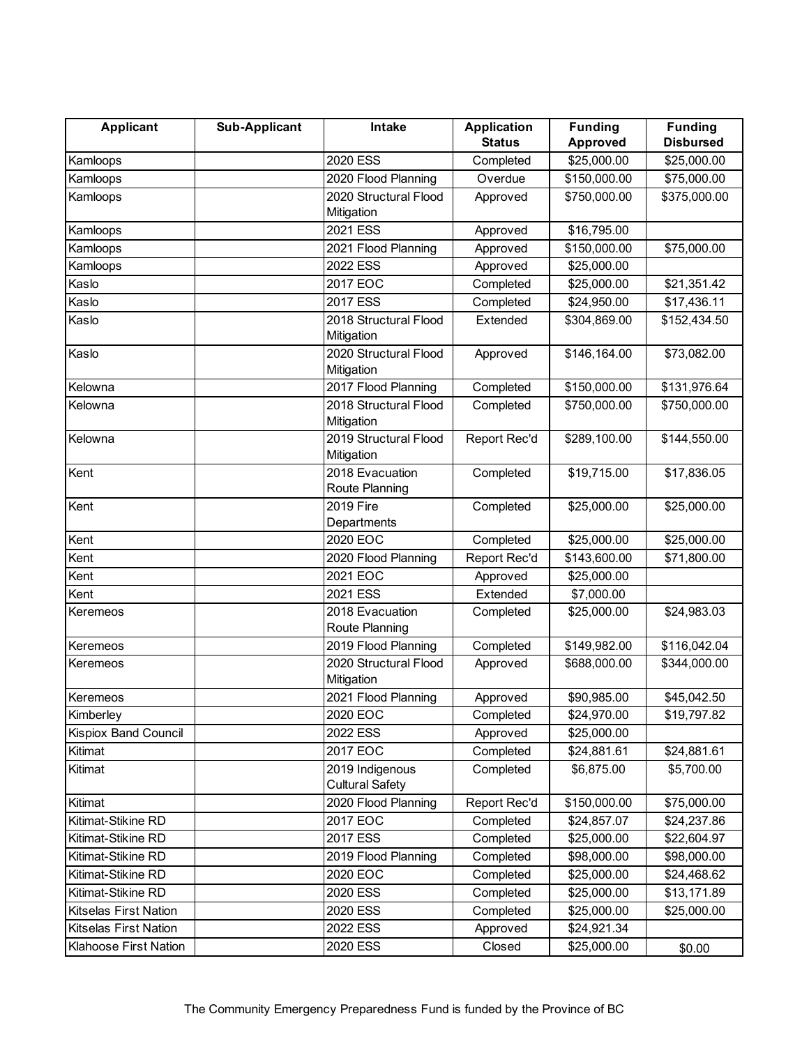| Applicant | Sub-Applicant | Intake | Application Status | Funding Approved | Funding Disbursed |
|---|---|---|---|---|---|
| Kamloops | | 2020 ESS | Completed | $25,000.00 | $25,000.00 |
| Kamloops | | 2020 Flood Planning | Overdue | $150,000.00 | $75,000.00 |
| Kamloops | | 2020 Structural Flood Mitigation | Approved | $750,000.00 | $375,000.00 |
| Kamloops | | 2021 ESS | Approved | $16,795.00 | |
| Kamloops | | 2021 Flood Planning | Approved | $150,000.00 | $75,000.00 |
| Kamloops | | 2022 ESS | Approved | $25,000.00 | |
| Kaslo | | 2017 EOC | Completed | $25,000.00 | $21,351.42 |
| Kaslo | | 2017 ESS | Completed | $24,950.00 | $17,436.11 |
| Kaslo | | 2018 Structural Flood Mitigation | Extended | $304,869.00 | $152,434.50 |
| Kaslo | | 2020 Structural Flood Mitigation | Approved | $146,164.00 | $73,082.00 |
| Kelowna | | 2017 Flood Planning | Completed | $150,000.00 | $131,976.64 |
| Kelowna | | 2018 Structural Flood Mitigation | Completed | $750,000.00 | $750,000.00 |
| Kelowna | | 2019 Structural Flood Mitigation | Report Rec'd | $289,100.00 | $144,550.00 |
| Kent | | 2018 Evacuation Route Planning | Completed | $19,715.00 | $17,836.05 |
| Kent | | 2019 Fire Departments | Completed | $25,000.00 | $25,000.00 |
| Kent | | 2020 EOC | Completed | $25,000.00 | $25,000.00 |
| Kent | | 2020 Flood Planning | Report Rec'd | $143,600.00 | $71,800.00 |
| Kent | | 2021 EOC | Approved | $25,000.00 | |
| Kent | | 2021 ESS | Extended | $7,000.00 | |
| Keremeos | | 2018 Evacuation Route Planning | Completed | $25,000.00 | $24,983.03 |
| Keremeos | | 2019 Flood Planning | Completed | $149,982.00 | $116,042.04 |
| Keremeos | | 2020 Structural Flood Mitigation | Approved | $688,000.00 | $344,000.00 |
| Keremeos | | 2021 Flood Planning | Approved | $90,985.00 | $45,042.50 |
| Kimberley | | 2020 EOC | Completed | $24,970.00 | $19,797.82 |
| Kispiox Band Council | | 2022 ESS | Approved | $25,000.00 | |
| Kitimat | | 2017 EOC | Completed | $24,881.61 | $24,881.61 |
| Kitimat | | 2019 Indigenous Cultural Safety | Completed | $6,875.00 | $5,700.00 |
| Kitimat | | 2020 Flood Planning | Report Rec'd | $150,000.00 | $75,000.00 |
| Kitimat-Stikine RD | | 2017 EOC | Completed | $24,857.07 | $24,237.86 |
| Kitimat-Stikine RD | | 2017 ESS | Completed | $25,000.00 | $22,604.97 |
| Kitimat-Stikine RD | | 2019 Flood Planning | Completed | $98,000.00 | $98,000.00 |
| Kitimat-Stikine RD | | 2020 EOC | Completed | $25,000.00 | $24,468.62 |
| Kitimat-Stikine RD | | 2020 ESS | Completed | $25,000.00 | $13,171.89 |
| Kitselas First Nation | | 2020 ESS | Completed | $25,000.00 | $25,000.00 |
| Kitselas First Nation | | 2022 ESS | Approved | $24,921.34 | |
| Klahoose First Nation | | 2020 ESS | Closed | $25,000.00 | $0.00 |

The Community Emergency Preparedness Fund is funded by the Province of BC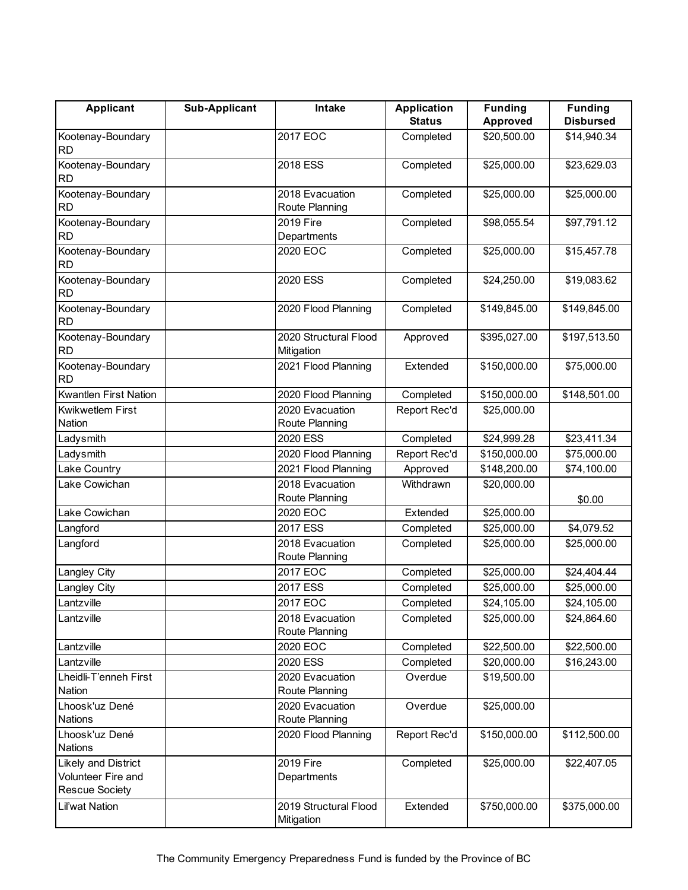| Applicant | Sub-Applicant | Intake | Application Status | Funding Approved | Funding Disbursed |
| --- | --- | --- | --- | --- | --- |
| Kootenay-Boundary RD | | 2017 EOC | Completed | $20,500.00 | $14,940.34 |
| Kootenay-Boundary RD | | 2018 ESS | Completed | $25,000.00 | $23,629.03 |
| Kootenay-Boundary RD | | 2018 Evacuation Route Planning | Completed | $25,000.00 | $25,000.00 |
| Kootenay-Boundary RD | | 2019 Fire Departments | Completed | $98,055.54 | $97,791.12 |
| Kootenay-Boundary RD | | 2020 EOC | Completed | $25,000.00 | $15,457.78 |
| Kootenay-Boundary RD | | 2020 ESS | Completed | $24,250.00 | $19,083.62 |
| Kootenay-Boundary RD | | 2020 Flood Planning | Completed | $149,845.00 | $149,845.00 |
| Kootenay-Boundary RD | | 2020 Structural Flood Mitigation | Approved | $395,027.00 | $197,513.50 |
| Kootenay-Boundary RD | | 2021 Flood Planning | Extended | $150,000.00 | $75,000.00 |
| Kwantlen First Nation | | 2020 Flood Planning | Completed | $150,000.00 | $148,501.00 |
| Kwikwetlem First Nation | | 2020 Evacuation Route Planning | Report Rec'd | $25,000.00 | |
| Ladysmith | | 2020 ESS | Completed | $24,999.28 | $23,411.34 |
| Ladysmith | | 2020 Flood Planning | Report Rec'd | $150,000.00 | $75,000.00 |
| Lake Country | | 2021 Flood Planning | Approved | $148,200.00 | $74,100.00 |
| Lake Cowichan | | 2018 Evacuation Route Planning | Withdrawn | $20,000.00 | $0.00 |
| Lake Cowichan | | 2020 EOC | Extended | $25,000.00 | |
| Langford | | 2017 ESS | Completed | $25,000.00 | $4,079.52 |
| Langford | | 2018 Evacuation Route Planning | Completed | $25,000.00 | $25,000.00 |
| Langley City | | 2017 EOC | Completed | $25,000.00 | $24,404.44 |
| Langley City | | 2017 ESS | Completed | $25,000.00 | $25,000.00 |
| Lantzville | | 2017 EOC | Completed | $24,105.00 | $24,105.00 |
| Lantzville | | 2018 Evacuation Route Planning | Completed | $25,000.00 | $24,864.60 |
| Lantzville | | 2020 EOC | Completed | $22,500.00 | $22,500.00 |
| Lantzville | | 2020 ESS | Completed | $20,000.00 | $16,243.00 |
| Lheidli-T'enneh First Nation | | 2020 Evacuation Route Planning | Overdue | $19,500.00 | |
| Lhoosk'uz Dené Nations | | 2020 Evacuation Route Planning | Overdue | $25,000.00 | |
| Lhoosk'uz Dené Nations | | 2020 Flood Planning | Report Rec'd | $150,000.00 | $112,500.00 |
| Likely and District Volunteer Fire and Rescue Society | | 2019 Fire Departments | Completed | $25,000.00 | $22,407.05 |
| Lil'wat Nation | | 2019 Structural Flood Mitigation | Extended | $750,000.00 | $375,000.00 |

The Community Emergency Preparedness Fund is funded by the Province of BC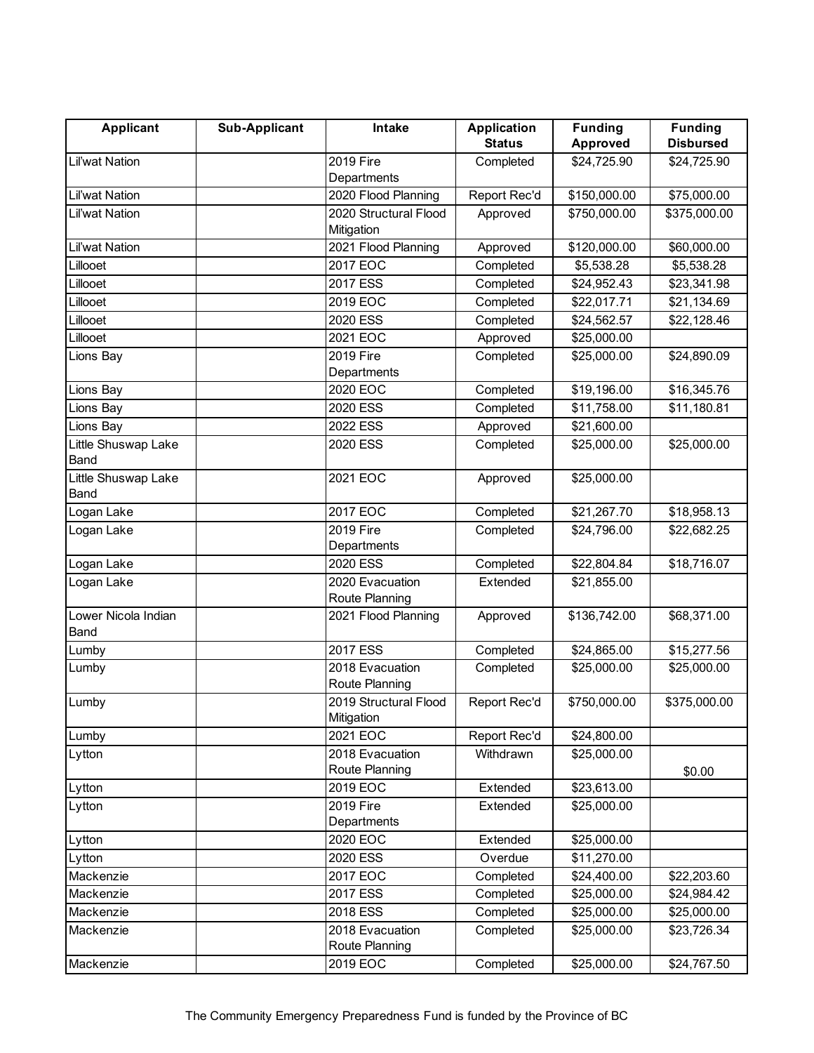| Applicant | Sub-Applicant | Intake | Application Status | Funding Approved | Funding Disbursed |
|---|---|---|---|---|---|
| Lil'wat Nation | | 2019 Fire Departments | Completed | $24,725.90 | $24,725.90 |
| Lil'wat Nation | | 2020 Flood Planning | Report Rec'd | $150,000.00 | $75,000.00 |
| Lil'wat Nation | | 2020 Structural Flood Mitigation | Approved | $750,000.00 | $375,000.00 |
| Lil'wat Nation | | 2021 Flood Planning | Approved | $120,000.00 | $60,000.00 |
| Lillooet | | 2017 EOC | Completed | $5,538.28 | $5,538.28 |
| Lillooet | | 2017 ESS | Completed | $24,952.43 | $23,341.98 |
| Lillooet | | 2019 EOC | Completed | $22,017.71 | $21,134.69 |
| Lillooet | | 2020 ESS | Completed | $24,562.57 | $22,128.46 |
| Lillooet | | 2021 EOC | Approved | $25,000.00 | |
| Lions Bay | | 2019 Fire Departments | Completed | $25,000.00 | $24,890.09 |
| Lions Bay | | 2020 EOC | Completed | $19,196.00 | $16,345.76 |
| Lions Bay | | 2020 ESS | Completed | $11,758.00 | $11,180.81 |
| Lions Bay | | 2022 ESS | Approved | $21,600.00 | |
| Little Shuswap Lake Band | | 2020 ESS | Completed | $25,000.00 | $25,000.00 |
| Little Shuswap Lake Band | | 2021 EOC | Approved | $25,000.00 | |
| Logan Lake | | 2017 EOC | Completed | $21,267.70 | $18,958.13 |
| Logan Lake | | 2019 Fire Departments | Completed | $24,796.00 | $22,682.25 |
| Logan Lake | | 2020 ESS | Completed | $22,804.84 | $18,716.07 |
| Logan Lake | | 2020 Evacuation Route Planning | Extended | $21,855.00 | |
| Lower Nicola Indian Band | | 2021 Flood Planning | Approved | $136,742.00 | $68,371.00 |
| Lumby | | 2017 ESS | Completed | $24,865.00 | $15,277.56 |
| Lumby | | 2018 Evacuation Route Planning | Completed | $25,000.00 | $25,000.00 |
| Lumby | | 2019 Structural Flood Mitigation | Report Rec'd | $750,000.00 | $375,000.00 |
| Lumby | | 2021 EOC | Report Rec'd | $24,800.00 | |
| Lytton | | 2018 Evacuation Route Planning | Withdrawn | $25,000.00 | $0.00 |
| Lytton | | 2019 EOC | Extended | $23,613.00 | |
| Lytton | | 2019 Fire Departments | Extended | $25,000.00 | |
| Lytton | | 2020 EOC | Extended | $25,000.00 | |
| Lytton | | 2020 ESS | Overdue | $11,270.00 | |
| Mackenzie | | 2017 EOC | Completed | $24,400.00 | $22,203.60 |
| Mackenzie | | 2017 ESS | Completed | $25,000.00 | $24,984.42 |
| Mackenzie | | 2018 ESS | Completed | $25,000.00 | $25,000.00 |
| Mackenzie | | 2018 Evacuation Route Planning | Completed | $25,000.00 | $23,726.34 |
| Mackenzie | | 2019 EOC | Completed | $25,000.00 | $24,767.50 |

The Community Emergency Preparedness Fund is funded by the Province of BC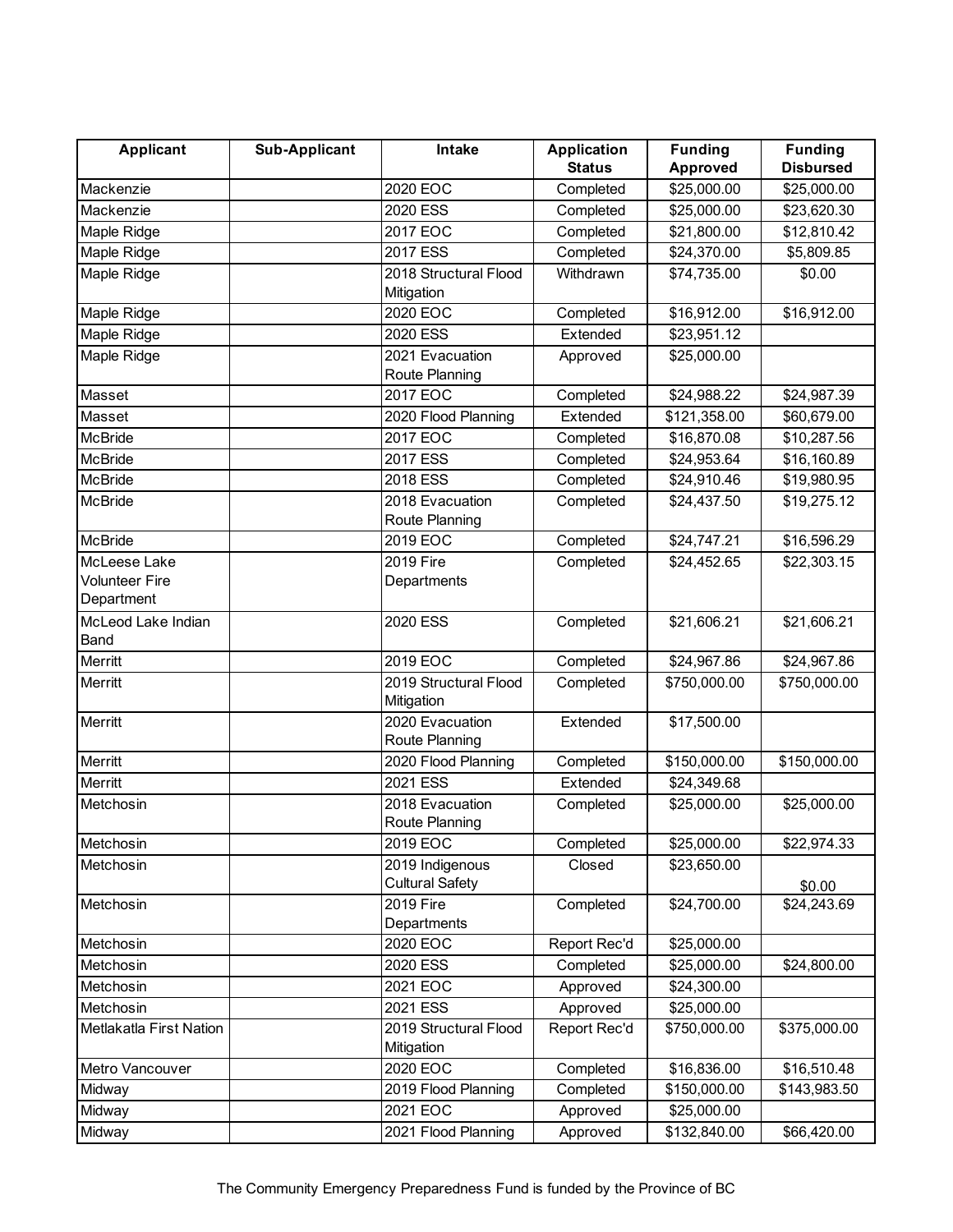| Applicant | Sub-Applicant | Intake | Application Status | Funding Approved | Funding Disbursed |
|---|---|---|---|---|---|
| Mackenzie | | 2020 EOC | Completed | $25,000.00 | $25,000.00 |
| Mackenzie | | 2020 ESS | Completed | $25,000.00 | $23,620.30 |
| Maple Ridge | | 2017 EOC | Completed | $21,800.00 | $12,810.42 |
| Maple Ridge | | 2017 ESS | Completed | $24,370.00 | $5,809.85 |
| Maple Ridge | | 2018 Structural Flood Mitigation | Withdrawn | $74,735.00 | $0.00 |
| Maple Ridge | | 2020 EOC | Completed | $16,912.00 | $16,912.00 |
| Maple Ridge | | 2020 ESS | Extended | $23,951.12 | |
| Maple Ridge | | 2021 Evacuation Route Planning | Approved | $25,000.00 | |
| Masset | | 2017 EOC | Completed | $24,988.22 | $24,987.39 |
| Masset | | 2020 Flood Planning | Extended | $121,358.00 | $60,679.00 |
| McBride | | 2017 EOC | Completed | $16,870.08 | $10,287.56 |
| McBride | | 2017 ESS | Completed | $24,953.64 | $16,160.89 |
| McBride | | 2018 ESS | Completed | $24,910.46 | $19,980.95 |
| McBride | | 2018 Evacuation Route Planning | Completed | $24,437.50 | $19,275.12 |
| McBride | | 2019 EOC | Completed | $24,747.21 | $16,596.29 |
| McLeese Lake Volunteer Fire Department | | 2019 Fire Departments | Completed | $24,452.65 | $22,303.15 |
| McLeod Lake Indian Band | | 2020 ESS | Completed | $21,606.21 | $21,606.21 |
| Merritt | | 2019 EOC | Completed | $24,967.86 | $24,967.86 |
| Merritt | | 2019 Structural Flood Mitigation | Completed | $750,000.00 | $750,000.00 |
| Merritt | | 2020 Evacuation Route Planning | Extended | $17,500.00 | |
| Merritt | | 2020 Flood Planning | Completed | $150,000.00 | $150,000.00 |
| Merritt | | 2021 ESS | Extended | $24,349.68 | |
| Metchosin | | 2018 Evacuation Route Planning | Completed | $25,000.00 | $25,000.00 |
| Metchosin | | 2019 EOC | Completed | $25,000.00 | $22,974.33 |
| Metchosin | | 2019 Indigenous Cultural Safety | Closed | $23,650.00 | $0.00 |
| Metchosin | | 2019 Fire Departments | Completed | $24,700.00 | $24,243.69 |
| Metchosin | | 2020 EOC | Report Rec'd | $25,000.00 | |
| Metchosin | | 2020 ESS | Completed | $25,000.00 | $24,800.00 |
| Metchosin | | 2021 EOC | Approved | $24,300.00 | |
| Metchosin | | 2021 ESS | Approved | $25,000.00 | |
| Metlakatla First Nation | | 2019 Structural Flood Mitigation | Report Rec'd | $750,000.00 | $375,000.00 |
| Metro Vancouver | | 2020 EOC | Completed | $16,836.00 | $16,510.48 |
| Midway | | 2019 Flood Planning | Completed | $150,000.00 | $143,983.50 |
| Midway | | 2021 EOC | Approved | $25,000.00 | |
| Midway | | 2021 Flood Planning | Approved | $132,840.00 | $66,420.00 |

The Community Emergency Preparedness Fund is funded by the Province of BC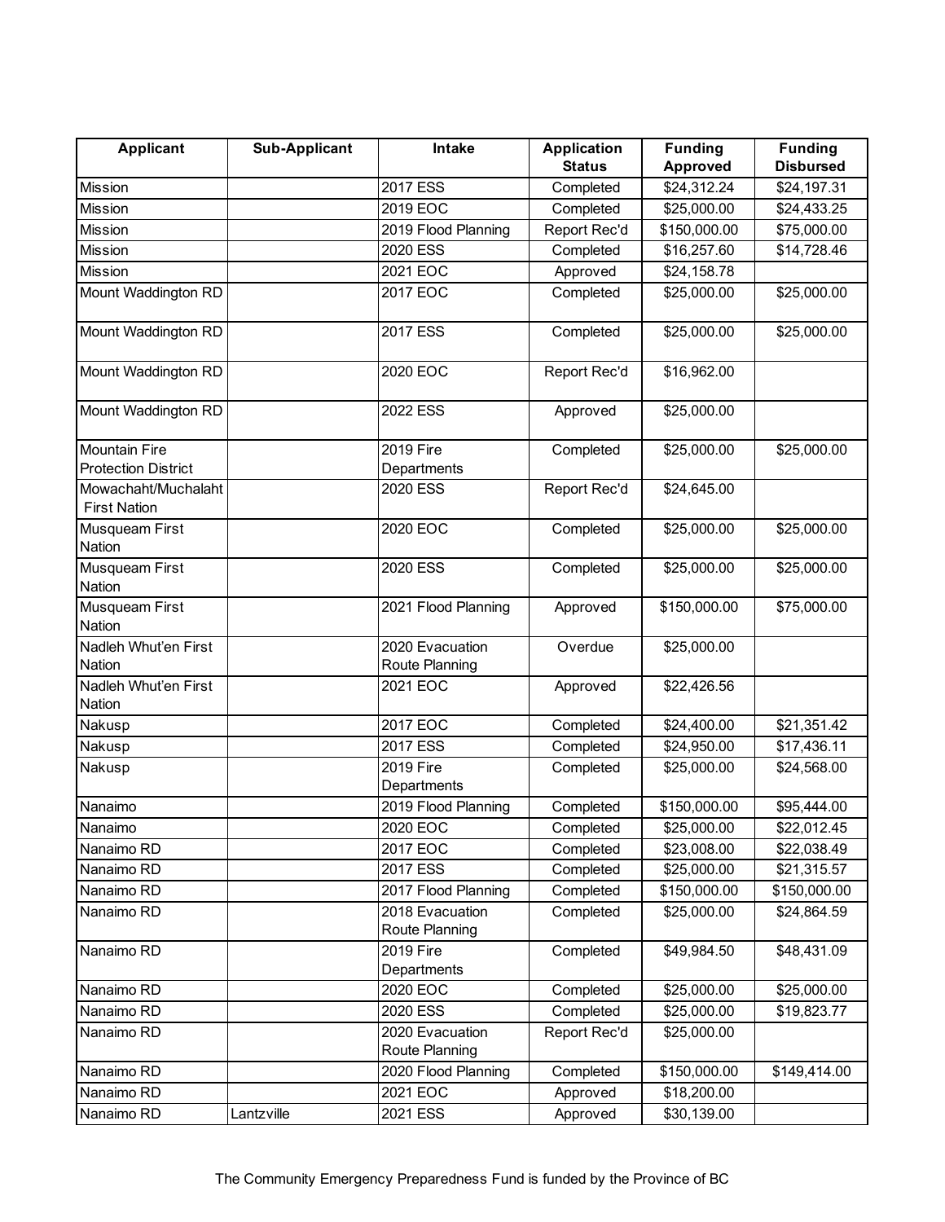| Applicant | Sub-Applicant | Intake | Application Status | Funding Approved | Funding Disbursed |
|---|---|---|---|---|---|
| Mission | | 2017 ESS | Completed | $24,312.24 | $24,197.31 |
| Mission | | 2019 EOC | Completed | $25,000.00 | $24,433.25 |
| Mission | | 2019 Flood Planning | Report Rec'd | $150,000.00 | $75,000.00 |
| Mission | | 2020 ESS | Completed | $16,257.60 | $14,728.46 |
| Mission | | 2021 EOC | Approved | $24,158.78 | |
| Mount Waddington RD | | 2017 EOC | Completed | $25,000.00 | $25,000.00 |
| Mount Waddington RD | | 2017 ESS | Completed | $25,000.00 | $25,000.00 |
| Mount Waddington RD | | 2020 EOC | Report Rec'd | $16,962.00 | |
| Mount Waddington RD | | 2022 ESS | Approved | $25,000.00 | |
| Mountain Fire Protection District | | 2019 Fire Departments | Completed | $25,000.00 | $25,000.00 |
| Mowachaht/Muchalaht First Nation | | 2020 ESS | Report Rec'd | $24,645.00 | |
| Musqueam First Nation | | 2020 EOC | Completed | $25,000.00 | $25,000.00 |
| Musqueam First Nation | | 2020 ESS | Completed | $25,000.00 | $25,000.00 |
| Musqueam First Nation | | 2021 Flood Planning | Approved | $150,000.00 | $75,000.00 |
| Nadleh Whut'en First Nation | | 2020 Evacuation Route Planning | Overdue | $25,000.00 | |
| Nadleh Whut'en First Nation | | 2021 EOC | Approved | $22,426.56 | |
| Nakusp | | 2017 EOC | Completed | $24,400.00 | $21,351.42 |
| Nakusp | | 2017 ESS | Completed | $24,950.00 | $17,436.11 |
| Nakusp | | 2019 Fire Departments | Completed | $25,000.00 | $24,568.00 |
| Nanaimo | | 2019 Flood Planning | Completed | $150,000.00 | $95,444.00 |
| Nanaimo | | 2020 EOC | Completed | $25,000.00 | $22,012.45 |
| Nanaimo RD | | 2017 EOC | Completed | $23,008.00 | $22,038.49 |
| Nanaimo RD | | 2017 ESS | Completed | $25,000.00 | $21,315.57 |
| Nanaimo RD | | 2017 Flood Planning | Completed | $150,000.00 | $150,000.00 |
| Nanaimo RD | | 2018 Evacuation Route Planning | Completed | $25,000.00 | $24,864.59 |
| Nanaimo RD | | 2019 Fire Departments | Completed | $49,984.50 | $48,431.09 |
| Nanaimo RD | | 2020 EOC | Completed | $25,000.00 | $25,000.00 |
| Nanaimo RD | | 2020 ESS | Completed | $25,000.00 | $19,823.77 |
| Nanaimo RD | | 2020 Evacuation Route Planning | Report Rec'd | $25,000.00 | |
| Nanaimo RD | | 2020 Flood Planning | Completed | $150,000.00 | $149,414.00 |
| Nanaimo RD | | 2021 EOC | Approved | $18,200.00 | |
| Nanaimo RD | Lantzville | 2021 ESS | Approved | $30,139.00 | |

The Community Emergency Preparedness Fund is funded by the Province of BC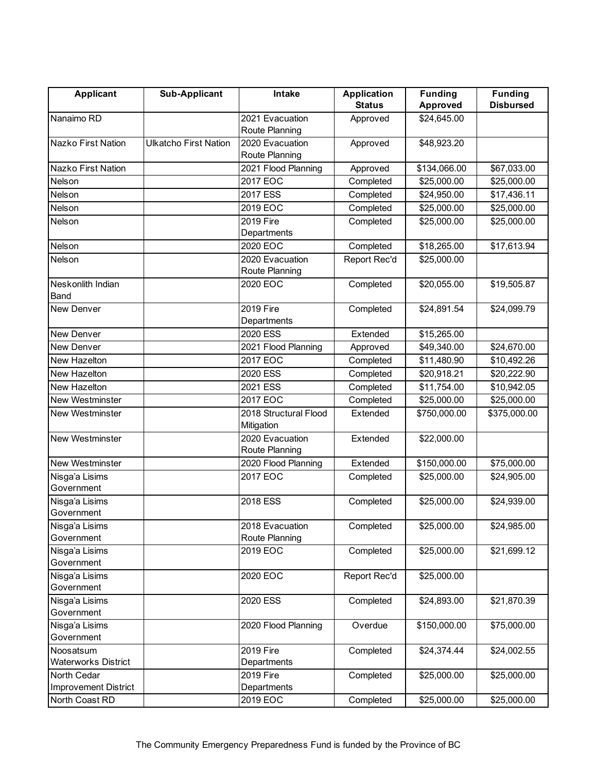| Applicant | Sub-Applicant | Intake | Application Status | Funding Approved | Funding Disbursed |
|---|---|---|---|---|---|
| Nanaimo RD | | 2021 Evacuation Route Planning | Approved | $24,645.00 | |
| Nazko First Nation | Ulkatcho First Nation | 2020 Evacuation Route Planning | Approved | $48,923.20 | |
| Nazko First Nation | | 2021 Flood Planning | Approved | $134,066.00 | $67,033.00 |
| Nelson | | 2017 EOC | Completed | $25,000.00 | $25,000.00 |
| Nelson | | 2017 ESS | Completed | $24,950.00 | $17,436.11 |
| Nelson | | 2019 EOC | Completed | $25,000.00 | $25,000.00 |
| Nelson | | 2019 Fire Departments | Completed | $25,000.00 | $25,000.00 |
| Nelson | | 2020 EOC | Completed | $18,265.00 | $17,613.94 |
| Nelson | | 2020 Evacuation Route Planning | Report Rec'd | $25,000.00 | |
| Neskonlith Indian Band | | 2020 EOC | Completed | $20,055.00 | $19,505.87 |
| New Denver | | 2019 Fire Departments | Completed | $24,891.54 | $24,099.79 |
| New Denver | | 2020 ESS | Extended | $15,265.00 | |
| New Denver | | 2021 Flood Planning | Approved | $49,340.00 | $24,670.00 |
| New Hazelton | | 2017 EOC | Completed | $11,480.90 | $10,492.26 |
| New Hazelton | | 2020 ESS | Completed | $20,918.21 | $20,222.90 |
| New Hazelton | | 2021 ESS | Completed | $11,754.00 | $10,942.05 |
| New Westminster | | 2017 EOC | Completed | $25,000.00 | $25,000.00 |
| New Westminster | | 2018 Structural Flood Mitigation | Extended | $750,000.00 | $375,000.00 |
| New Westminster | | 2020 Evacuation Route Planning | Extended | $22,000.00 | |
| New Westminster | | 2020 Flood Planning | Extended | $150,000.00 | $75,000.00 |
| Nisga'a Lisims Government | | 2017 EOC | Completed | $25,000.00 | $24,905.00 |
| Nisga'a Lisims Government | | 2018 ESS | Completed | $25,000.00 | $24,939.00 |
| Nisga'a Lisims Government | | 2018 Evacuation Route Planning | Completed | $25,000.00 | $24,985.00 |
| Nisga'a Lisims Government | | 2019 EOC | Completed | $25,000.00 | $21,699.12 |
| Nisga'a Lisims Government | | 2020 EOC | Report Rec'd | $25,000.00 | |
| Nisga'a Lisims Government | | 2020 ESS | Completed | $24,893.00 | $21,870.39 |
| Nisga'a Lisims Government | | 2020 Flood Planning | Overdue | $150,000.00 | $75,000.00 |
| Noosatsum Waterworks District | | 2019 Fire Departments | Completed | $24,374.44 | $24,002.55 |
| North Cedar Improvement District | | 2019 Fire Departments | Completed | $25,000.00 | $25,000.00 |
| North Coast RD | | 2019 EOC | Completed | $25,000.00 | $25,000.00 |

The Community Emergency Preparedness Fund is funded by the Province of BC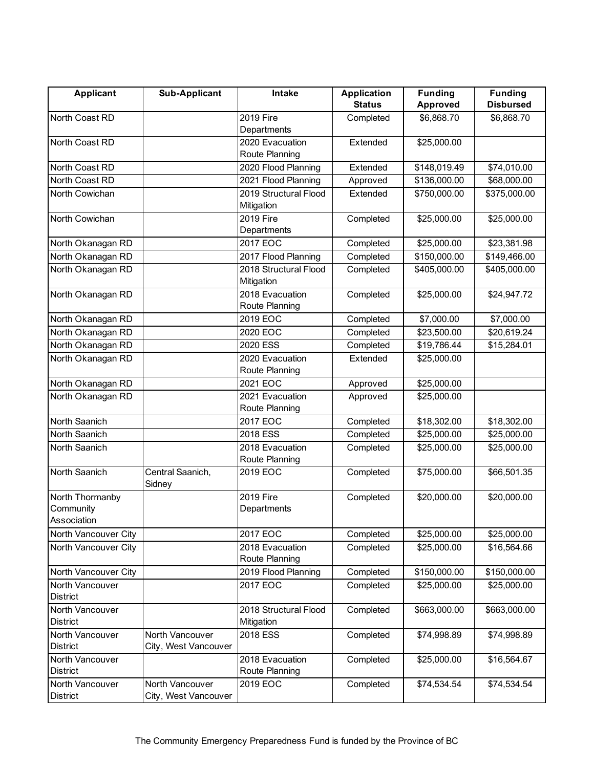| Applicant | Sub-Applicant | Intake | Application Status | Funding Approved | Funding Disbursed |
|---|---|---|---|---|---|
| North Coast RD | | 2019 Fire Departments | Completed | $6,868.70 | $6,868.70 |
| North Coast RD | | 2020 Evacuation Route Planning | Extended | $25,000.00 | |
| North Coast RD | | 2020 Flood Planning | Extended | $148,019.49 | $74,010.00 |
| North Coast RD | | 2021 Flood Planning | Approved | $136,000.00 | $68,000.00 |
| North Cowichan | | 2019 Structural Flood Mitigation | Extended | $750,000.00 | $375,000.00 |
| North Cowichan | | 2019 Fire Departments | Completed | $25,000.00 | $25,000.00 |
| North Okanagan RD | | 2017 EOC | Completed | $25,000.00 | $23,381.98 |
| North Okanagan RD | | 2017 Flood Planning | Completed | $150,000.00 | $149,466.00 |
| North Okanagan RD | | 2018 Structural Flood Mitigation | Completed | $405,000.00 | $405,000.00 |
| North Okanagan RD | | 2018 Evacuation Route Planning | Completed | $25,000.00 | $24,947.72 |
| North Okanagan RD | | 2019 EOC | Completed | $7,000.00 | $7,000.00 |
| North Okanagan RD | | 2020 EOC | Completed | $23,500.00 | $20,619.24 |
| North Okanagan RD | | 2020 ESS | Completed | $19,786.44 | $15,284.01 |
| North Okanagan RD | | 2020 Evacuation Route Planning | Extended | $25,000.00 | |
| North Okanagan RD | | 2021 EOC | Approved | $25,000.00 | |
| North Okanagan RD | | 2021 Evacuation Route Planning | Approved | $25,000.00 | |
| North Saanich | | 2017 EOC | Completed | $18,302.00 | $18,302.00 |
| North Saanich | | 2018 ESS | Completed | $25,000.00 | $25,000.00 |
| North Saanich | | 2018 Evacuation Route Planning | Completed | $25,000.00 | $25,000.00 |
| North Saanich | Central Saanich, Sidney | 2019 EOC | Completed | $75,000.00 | $66,501.35 |
| North Thormanby Community Association | | 2019 Fire Departments | Completed | $20,000.00 | $20,000.00 |
| North Vancouver City | | 2017 EOC | Completed | $25,000.00 | $25,000.00 |
| North Vancouver City | | 2018 Evacuation Route Planning | Completed | $25,000.00 | $16,564.66 |
| North Vancouver City | | 2019 Flood Planning | Completed | $150,000.00 | $150,000.00 |
| North Vancouver District | | 2017 EOC | Completed | $25,000.00 | $25,000.00 |
| North Vancouver District | | 2018 Structural Flood Mitigation | Completed | $663,000.00 | $663,000.00 |
| North Vancouver District | North Vancouver City, West Vancouver | 2018 ESS | Completed | $74,998.89 | $74,998.89 |
| North Vancouver District | | 2018 Evacuation Route Planning | Completed | $25,000.00 | $16,564.67 |
| North Vancouver District | North Vancouver City, West Vancouver | 2019 EOC | Completed | $74,534.54 | $74,534.54 |

The Community Emergency Preparedness Fund is funded by the Province of BC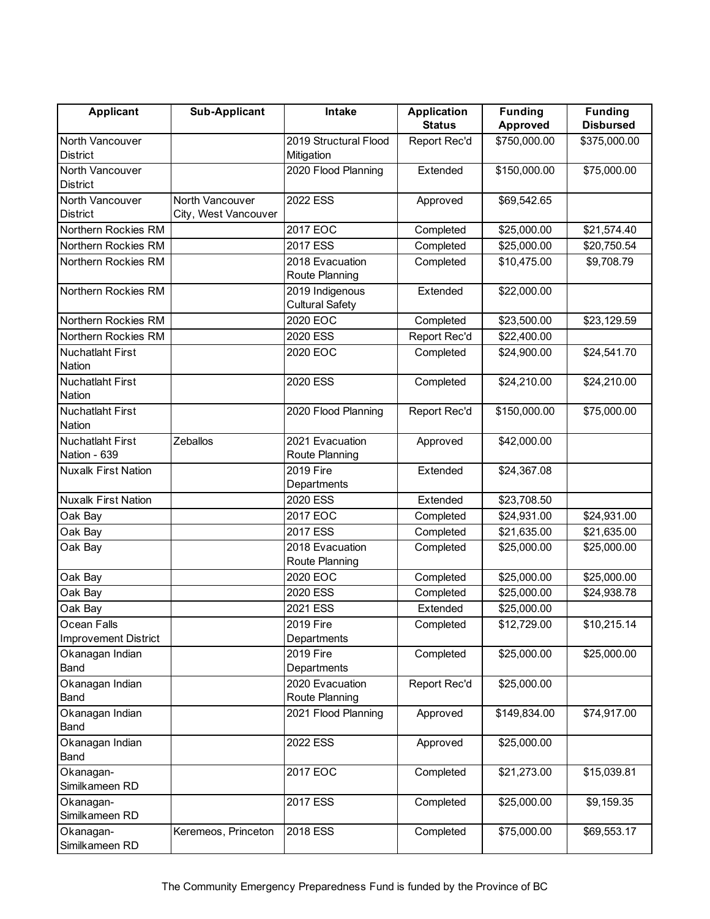| Applicant | Sub-Applicant | Intake | Application Status | Funding Approved | Funding Disbursed |
| --- | --- | --- | --- | --- | --- |
| North Vancouver District | | 2019 Structural Flood Mitigation | Report Rec'd | $750,000.00 | $375,000.00 |
| North Vancouver District | | 2020 Flood Planning | Extended | $150,000.00 | $75,000.00 |
| North Vancouver District | North Vancouver City, West Vancouver | 2022 ESS | Approved | $69,542.65 | |
| Northern Rockies RM | | 2017 EOC | Completed | $25,000.00 | $21,574.40 |
| Northern Rockies RM | | 2017 ESS | Completed | $25,000.00 | $20,750.54 |
| Northern Rockies RM | | 2018 Evacuation Route Planning | Completed | $10,475.00 | $9,708.79 |
| Northern Rockies RM | | 2019 Indigenous Cultural Safety | Extended | $22,000.00 | |
| Northern Rockies RM | | 2020 EOC | Completed | $23,500.00 | $23,129.59 |
| Northern Rockies RM | | 2020 ESS | Report Rec'd | $22,400.00 | |
| Nuchatlaht First Nation | | 2020 EOC | Completed | $24,900.00 | $24,541.70 |
| Nuchatlaht First Nation | | 2020 ESS | Completed | $24,210.00 | $24,210.00 |
| Nuchatlaht First Nation | | 2020 Flood Planning | Report Rec'd | $150,000.00 | $75,000.00 |
| Nuchatlaht First Nation - 639 | Zeballos | 2021 Evacuation Route Planning | Approved | $42,000.00 | |
| Nuxalk First Nation | | 2019 Fire Departments | Extended | $24,367.08 | |
| Nuxalk First Nation | | 2020 ESS | Extended | $23,708.50 | |
| Oak Bay | | 2017 EOC | Completed | $24,931.00 | $24,931.00 |
| Oak Bay | | 2017 ESS | Completed | $21,635.00 | $21,635.00 |
| Oak Bay | | 2018 Evacuation Route Planning | Completed | $25,000.00 | $25,000.00 |
| Oak Bay | | 2020 EOC | Completed | $25,000.00 | $25,000.00 |
| Oak Bay | | 2020 ESS | Completed | $25,000.00 | $24,938.78 |
| Oak Bay | | 2021 ESS | Extended | $25,000.00 | |
| Ocean Falls Improvement District | | 2019 Fire Departments | Completed | $12,729.00 | $10,215.14 |
| Okanagan Indian Band | | 2019 Fire Departments | Completed | $25,000.00 | $25,000.00 |
| Okanagan Indian Band | | 2020 Evacuation Route Planning | Report Rec'd | $25,000.00 | |
| Okanagan Indian Band | | 2021 Flood Planning | Approved | $149,834.00 | $74,917.00 |
| Okanagan Indian Band | | 2022 ESS | Approved | $25,000.00 | |
| Okanagan-Similkameen RD | | 2017 EOC | Completed | $21,273.00 | $15,039.81 |
| Okanagan-Similkameen RD | | 2017 ESS | Completed | $25,000.00 | $9,159.35 |
| Okanagan-Similkameen RD | Keremeos, Princeton | 2018 ESS | Completed | $75,000.00 | $69,553.17 |

The Community Emergency Preparedness Fund is funded by the Province of BC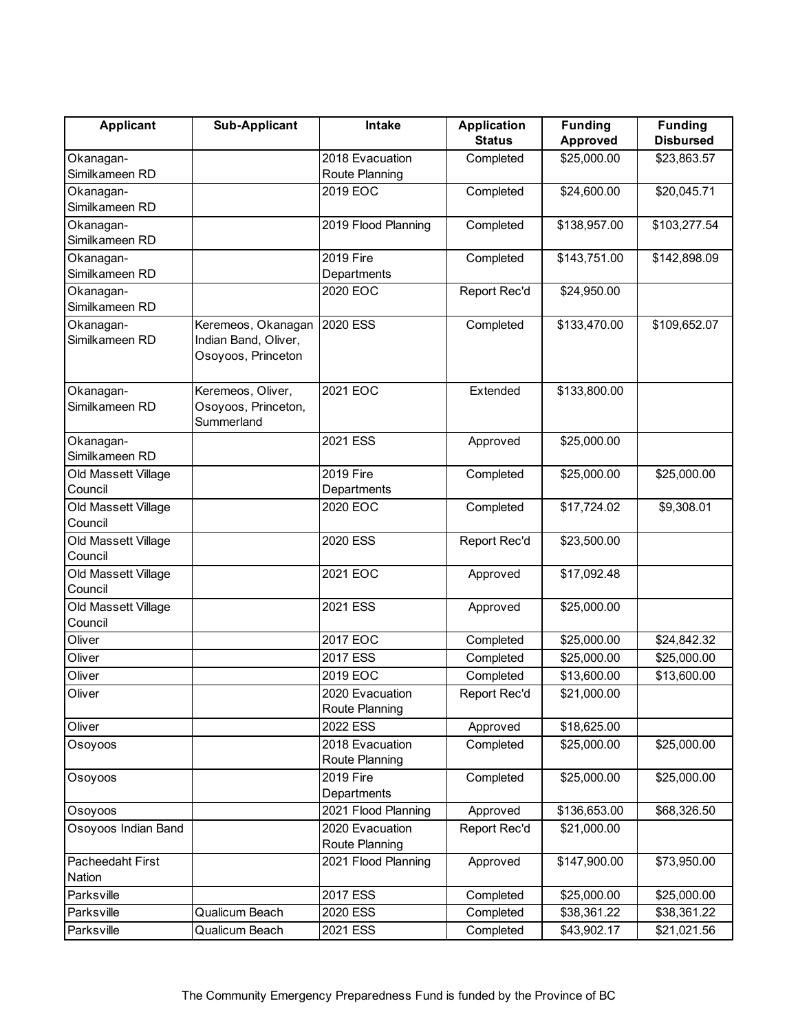| Applicant | Sub-Applicant | Intake | Application Status | Funding Approved | Funding Disbursed |
| --- | --- | --- | --- | --- | --- |
| Okanagan-Similkameen RD | | 2018 Evacuation Route Planning | Completed | $25,000.00 | $23,863.57 |
| Okanagan-Similkameen RD | | 2019 EOC | Completed | $24,600.00 | $20,045.71 |
| Okanagan-Similkameen RD | | 2019 Flood Planning | Completed | $138,957.00 | $103,277.54 |
| Okanagan-Similkameen RD | | 2019 Fire Departments | Completed | $143,751.00 | $142,898.09 |
| Okanagan-Similkameen RD | | 2020 EOC | Report Rec'd | $24,950.00 | |
| Okanagan-Similkameen RD | Keremeos, Okanagan Indian Band, Oliver, Osoyoos, Princeton | 2020 ESS | Completed | $133,470.00 | $109,652.07 |
| Okanagan-Similkameen RD | Keremeos, Oliver, Osoyoos, Princeton, Summerland | 2021 EOC | Extended | $133,800.00 | |
| Okanagan-Similkameen RD | | 2021 ESS | Approved | $25,000.00 | |
| Old Massett Village Council | | 2019 Fire Departments | Completed | $25,000.00 | $25,000.00 |
| Old Massett Village Council | | 2020 EOC | Completed | $17,724.02 | $9,308.01 |
| Old Massett Village Council | | 2020 ESS | Report Rec'd | $23,500.00 | |
| Old Massett Village Council | | 2021 EOC | Approved | $17,092.48 | |
| Old Massett Village Council | | 2021 ESS | Approved | $25,000.00 | |
| Oliver | | 2017 EOC | Completed | $25,000.00 | $24,842.32 |
| Oliver | | 2017 ESS | Completed | $25,000.00 | $25,000.00 |
| Oliver | | 2019 EOC | Completed | $13,600.00 | $13,600.00 |
| Oliver | | 2020 Evacuation Route Planning | Report Rec'd | $21,000.00 | |
| Oliver | | 2022 ESS | Approved | $18,625.00 | |
| Osoyoos | | 2018 Evacuation Route Planning | Completed | $25,000.00 | $25,000.00 |
| Osoyoos | | 2019 Fire Departments | Completed | $25,000.00 | $25,000.00 |
| Osoyoos | | 2021 Flood Planning | Approved | $136,653.00 | $68,326.50 |
| Osoyoos Indian Band | | 2020 Evacuation Route Planning | Report Rec'd | $21,000.00 | |
| Pacheedaht First Nation | | 2021 Flood Planning | Approved | $147,900.00 | $73,950.00 |
| Parksville | | 2017 ESS | Completed | $25,000.00 | $25,000.00 |
| Parksville | Qualicum Beach | 2020 ESS | Completed | $38,361.22 | $38,361.22 |
| Parksville | Qualicum Beach | 2021 ESS | Completed | $43,902.17 | $21,021.56 |

The Community Emergency Preparedness Fund is funded by the Province of BC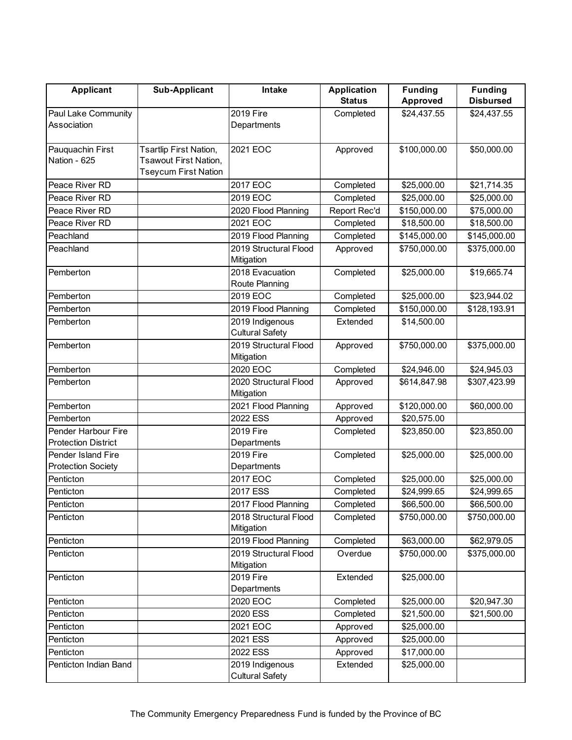| Applicant | Sub-Applicant | Intake | Application Status | Funding Approved | Funding Disbursed |
|---|---|---|---|---|---|
| Paul Lake Community Association | | 2019 Fire Departments | Completed | $24,437.55 | $24,437.55 |
| Pauquachin First Nation - 625 | Tsartlip First Nation, Tsawout First Nation, Tseycum First Nation | 2021 EOC | Approved | $100,000.00 | $50,000.00 |
| Peace River RD | | 2017 EOC | Completed | $25,000.00 | $21,714.35 |
| Peace River RD | | 2019 EOC | Completed | $25,000.00 | $25,000.00 |
| Peace River RD | | 2020 Flood Planning | Report Rec'd | $150,000.00 | $75,000.00 |
| Peace River RD | | 2021 EOC | Completed | $18,500.00 | $18,500.00 |
| Peachland | | 2019 Flood Planning | Completed | $145,000.00 | $145,000.00 |
| Peachland | | 2019 Structural Flood Mitigation | Approved | $750,000.00 | $375,000.00 |
| Pemberton | | 2018 Evacuation Route Planning | Completed | $25,000.00 | $19,665.74 |
| Pemberton | | 2019 EOC | Completed | $25,000.00 | $23,944.02 |
| Pemberton | | 2019 Flood Planning | Completed | $150,000.00 | $128,193.91 |
| Pemberton | | 2019 Indigenous Cultural Safety | Extended | $14,500.00 | |
| Pemberton | | 2019 Structural Flood Mitigation | Approved | $750,000.00 | $375,000.00 |
| Pemberton | | 2020 EOC | Completed | $24,946.00 | $24,945.03 |
| Pemberton | | 2020 Structural Flood Mitigation | Approved | $614,847.98 | $307,423.99 |
| Pemberton | | 2021 Flood Planning | Approved | $120,000.00 | $60,000.00 |
| Pemberton | | 2022 ESS | Approved | $20,575.00 | |
| Pender Harbour Fire Protection District | | 2019 Fire Departments | Completed | $23,850.00 | $23,850.00 |
| Pender Island Fire Protection Society | | 2019 Fire Departments | Completed | $25,000.00 | $25,000.00 |
| Penticton | | 2017 EOC | Completed | $25,000.00 | $25,000.00 |
| Penticton | | 2017 ESS | Completed | $24,999.65 | $24,999.65 |
| Penticton | | 2017 Flood Planning | Completed | $66,500.00 | $66,500.00 |
| Penticton | | 2018 Structural Flood Mitigation | Completed | $750,000.00 | $750,000.00 |
| Penticton | | 2019 Flood Planning | Completed | $63,000.00 | $62,979.05 |
| Penticton | | 2019 Structural Flood Mitigation | Overdue | $750,000.00 | $375,000.00 |
| Penticton | | 2019 Fire Departments | Extended | $25,000.00 | |
| Penticton | | 2020 EOC | Completed | $25,000.00 | $20,947.30 |
| Penticton | | 2020 ESS | Completed | $21,500.00 | $21,500.00 |
| Penticton | | 2021 EOC | Approved | $25,000.00 | |
| Penticton | | 2021 ESS | Approved | $25,000.00 | |
| Penticton | | 2022 ESS | Approved | $17,000.00 | |
| Penticton Indian Band | | 2019 Indigenous Cultural Safety | Extended | $25,000.00 | |

The Community Emergency Preparedness Fund is funded by the Province of BC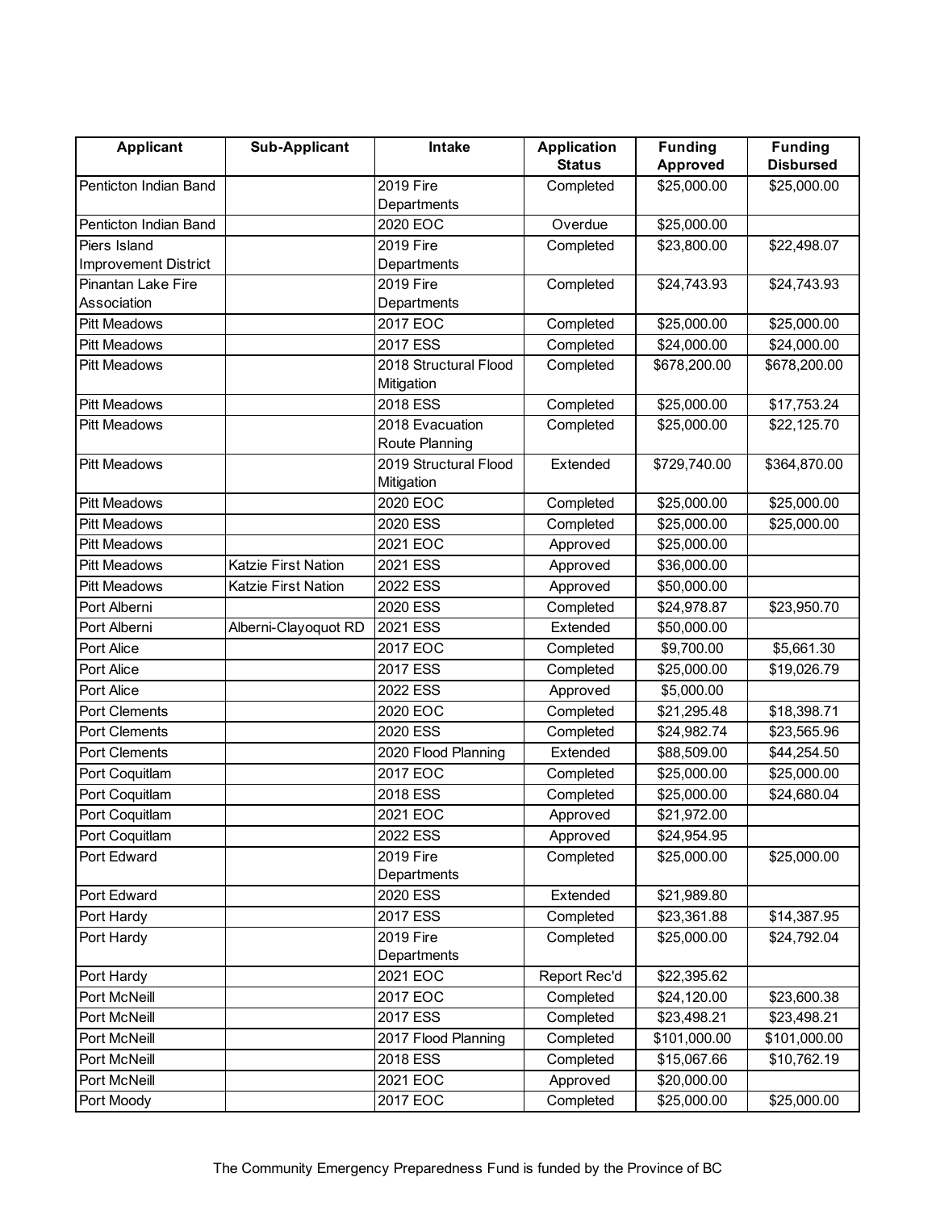| Applicant | Sub-Applicant | Intake | Application Status | Funding Approved | Funding Disbursed |
|---|---|---|---|---|---|
| Penticton Indian Band | | 2019 Fire Departments | Completed | $25,000.00 | $25,000.00 |
| Penticton Indian Band | | 2020 EOC | Overdue | $25,000.00 | |
| Piers Island Improvement District | | 2019 Fire Departments | Completed | $23,800.00 | $22,498.07 |
| Pinantan Lake Fire Association | | 2019 Fire Departments | Completed | $24,743.93 | $24,743.93 |
| Pitt Meadows | | 2017 EOC | Completed | $25,000.00 | $25,000.00 |
| Pitt Meadows | | 2017 ESS | Completed | $24,000.00 | $24,000.00 |
| Pitt Meadows | | 2018 Structural Flood Mitigation | Completed | $678,200.00 | $678,200.00 |
| Pitt Meadows | | 2018 ESS | Completed | $25,000.00 | $17,753.24 |
| Pitt Meadows | | 2018 Evacuation Route Planning | Completed | $25,000.00 | $22,125.70 |
| Pitt Meadows | | 2019 Structural Flood Mitigation | Extended | $729,740.00 | $364,870.00 |
| Pitt Meadows | | 2020 EOC | Completed | $25,000.00 | $25,000.00 |
| Pitt Meadows | | 2020 ESS | Completed | $25,000.00 | $25,000.00 |
| Pitt Meadows | | 2021 EOC | Approved | $25,000.00 | |
| Pitt Meadows | Katzie First Nation | 2021 ESS | Approved | $36,000.00 | |
| Pitt Meadows | Katzie First Nation | 2022 ESS | Approved | $50,000.00 | |
| Port Alberni | | 2020 ESS | Completed | $24,978.87 | $23,950.70 |
| Port Alberni | Alberni-Clayoquot RD | 2021 ESS | Extended | $50,000.00 | |
| Port Alice | | 2017 EOC | Completed | $9,700.00 | $5,661.30 |
| Port Alice | | 2017 ESS | Completed | $25,000.00 | $19,026.79 |
| Port Alice | | 2022 ESS | Approved | $5,000.00 | |
| Port Clements | | 2020 EOC | Completed | $21,295.48 | $18,398.71 |
| Port Clements | | 2020 ESS | Completed | $24,982.74 | $23,565.96 |
| Port Clements | | 2020 Flood Planning | Extended | $88,509.00 | $44,254.50 |
| Port Coquitlam | | 2017 EOC | Completed | $25,000.00 | $25,000.00 |
| Port Coquitlam | | 2018 ESS | Completed | $25,000.00 | $24,680.04 |
| Port Coquitlam | | 2021 EOC | Approved | $21,972.00 | |
| Port Coquitlam | | 2022 ESS | Approved | $24,954.95 | |
| Port Edward | | 2019 Fire Departments | Completed | $25,000.00 | $25,000.00 |
| Port Edward | | 2020 ESS | Extended | $21,989.80 | |
| Port Hardy | | 2017 ESS | Completed | $23,361.88 | $14,387.95 |
| Port Hardy | | 2019 Fire Departments | Completed | $25,000.00 | $24,792.04 |
| Port Hardy | | 2021 EOC | Report Rec'd | $22,395.62 | |
| Port McNeill | | 2017 EOC | Completed | $24,120.00 | $23,600.38 |
| Port McNeill | | 2017 ESS | Completed | $23,498.21 | $23,498.21 |
| Port McNeill | | 2017 Flood Planning | Completed | $101,000.00 | $101,000.00 |
| Port McNeill | | 2018 ESS | Completed | $15,067.66 | $10,762.19 |
| Port McNeill | | 2021 EOC | Approved | $20,000.00 | |
| Port Moody | | 2017 EOC | Completed | $25,000.00 | $25,000.00 |

The Community Emergency Preparedness Fund is funded by the Province of BC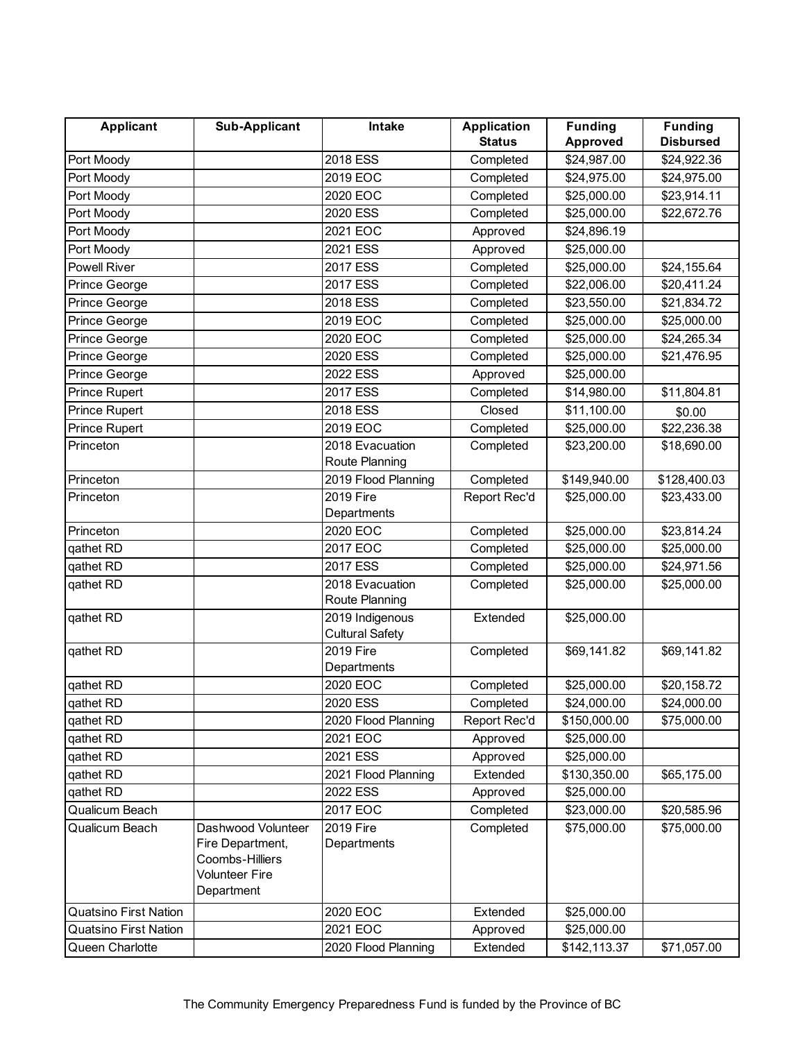| Applicant | Sub-Applicant | Intake | Application Status | Funding Approved | Funding Disbursed |
|---|---|---|---|---|---|
| Port Moody | | 2018 ESS | Completed | $24,987.00 | $24,922.36 |
| Port Moody | | 2019 EOC | Completed | $24,975.00 | $24,975.00 |
| Port Moody | | 2020 EOC | Completed | $25,000.00 | $23,914.11 |
| Port Moody | | 2020 ESS | Completed | $25,000.00 | $22,672.76 |
| Port Moody | | 2021 EOC | Approved | $24,896.19 | |
| Port Moody | | 2021 ESS | Approved | $25,000.00 | |
| Powell River | | 2017 ESS | Completed | $25,000.00 | $24,155.64 |
| Prince George | | 2017 ESS | Completed | $22,006.00 | $20,411.24 |
| Prince George | | 2018 ESS | Completed | $23,550.00 | $21,834.72 |
| Prince George | | 2019 EOC | Completed | $25,000.00 | $25,000.00 |
| Prince George | | 2020 EOC | Completed | $25,000.00 | $24,265.34 |
| Prince George | | 2020 ESS | Completed | $25,000.00 | $21,476.95 |
| Prince George | | 2022 ESS | Approved | $25,000.00 | |
| Prince Rupert | | 2017 ESS | Completed | $14,980.00 | $11,804.81 |
| Prince Rupert | | 2018 ESS | Closed | $11,100.00 | $0.00 |
| Prince Rupert | | 2019 EOC | Completed | $25,000.00 | $22,236.38 |
| Princeton | | 2018 Evacuation Route Planning | Completed | $23,200.00 | $18,690.00 |
| Princeton | | 2019 Flood Planning | Completed | $149,940.00 | $128,400.03 |
| Princeton | | 2019 Fire Departments | Report Rec'd | $25,000.00 | $23,433.00 |
| Princeton | | 2020 EOC | Completed | $25,000.00 | $23,814.24 |
| qathet RD | | 2017 EOC | Completed | $25,000.00 | $25,000.00 |
| qathet RD | | 2017 ESS | Completed | $25,000.00 | $24,971.56 |
| qathet RD | | 2018 Evacuation Route Planning | Completed | $25,000.00 | $25,000.00 |
| qathet RD | | 2019 Indigenous Cultural Safety | Extended | $25,000.00 | |
| qathet RD | | 2019 Fire Departments | Completed | $69,141.82 | $69,141.82 |
| qathet RD | | 2020 EOC | Completed | $25,000.00 | $20,158.72 |
| qathet RD | | 2020 ESS | Completed | $24,000.00 | $24,000.00 |
| qathet RD | | 2020 Flood Planning | Report Rec'd | $150,000.00 | $75,000.00 |
| qathet RD | | 2021 EOC | Approved | $25,000.00 | |
| qathet RD | | 2021 ESS | Approved | $25,000.00 | |
| qathet RD | | 2021 Flood Planning | Extended | $130,350.00 | $65,175.00 |
| qathet RD | | 2022 ESS | Approved | $25,000.00 | |
| Qualicum Beach | | 2017 EOC | Completed | $23,000.00 | $20,585.96 |
| Qualicum Beach | Dashwood Volunteer Fire Department, Coombs-Hilliers Volunteer Fire Department | 2019 Fire Departments | Completed | $75,000.00 | $75,000.00 |
| Quatsino First Nation | | 2020 EOC | Extended | $25,000.00 | |
| Quatsino First Nation | | 2021 EOC | Approved | $25,000.00 | |
| Queen Charlotte | | 2020 Flood Planning | Extended | $142,113.37 | $71,057.00 |

The Community Emergency Preparedness Fund is funded by the Province of BC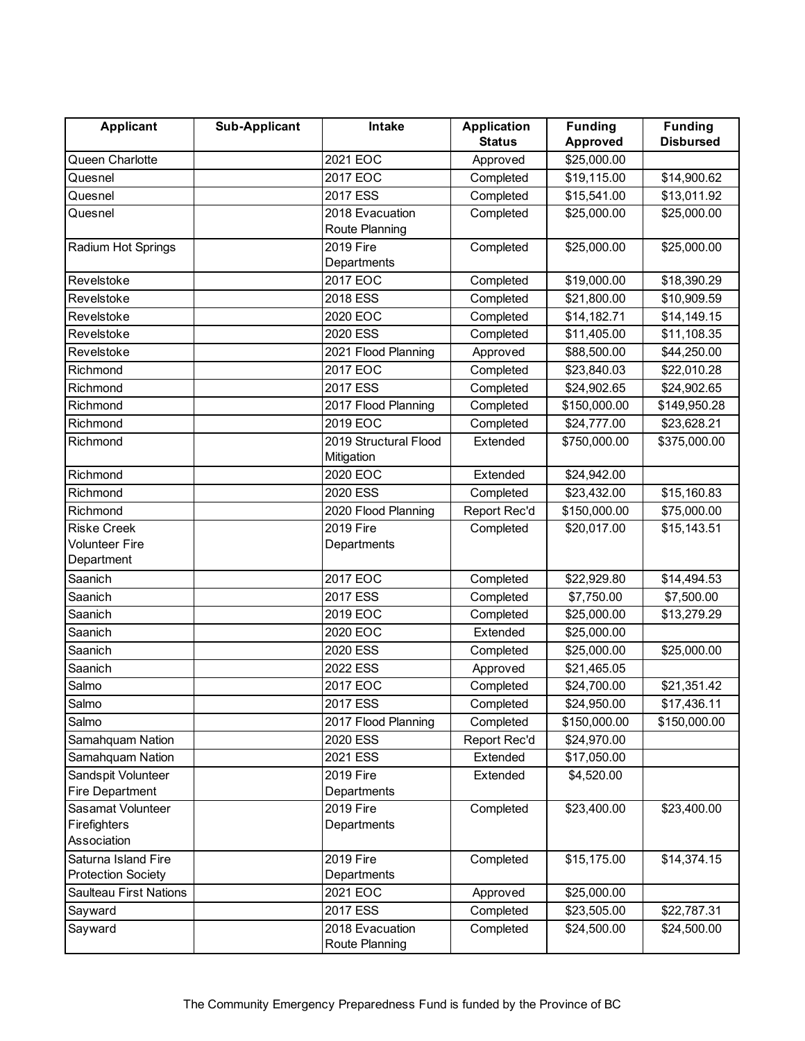| Applicant | Sub-Applicant | Intake | Application Status | Funding Approved | Funding Disbursed |
|---|---|---|---|---|---|
| Queen Charlotte | | 2021 EOC | Approved | $25,000.00 | |
| Quesnel | | 2017 EOC | Completed | $19,115.00 | $14,900.62 |
| Quesnel | | 2017 ESS | Completed | $15,541.00 | $13,011.92 |
| Quesnel | | 2018 Evacuation Route Planning | Completed | $25,000.00 | $25,000.00 |
| Radium Hot Springs | | 2019 Fire Departments | Completed | $25,000.00 | $25,000.00 |
| Revelstoke | | 2017 EOC | Completed | $19,000.00 | $18,390.29 |
| Revelstoke | | 2018 ESS | Completed | $21,800.00 | $10,909.59 |
| Revelstoke | | 2020 EOC | Completed | $14,182.71 | $14,149.15 |
| Revelstoke | | 2020 ESS | Completed | $11,405.00 | $11,108.35 |
| Revelstoke | | 2021 Flood Planning | Approved | $88,500.00 | $44,250.00 |
| Richmond | | 2017 EOC | Completed | $23,840.03 | $22,010.28 |
| Richmond | | 2017 ESS | Completed | $24,902.65 | $24,902.65 |
| Richmond | | 2017 Flood Planning | Completed | $150,000.00 | $149,950.28 |
| Richmond | | 2019 EOC | Completed | $24,777.00 | $23,628.21 |
| Richmond | | 2019 Structural Flood Mitigation | Extended | $750,000.00 | $375,000.00 |
| Richmond | | 2020 EOC | Extended | $24,942.00 | |
| Richmond | | 2020 ESS | Completed | $23,432.00 | $15,160.83 |
| Richmond | | 2020 Flood Planning | Report Rec'd | $150,000.00 | $75,000.00 |
| Riske Creek Volunteer Fire Department | | 2019 Fire Departments | Completed | $20,017.00 | $15,143.51 |
| Saanich | | 2017 EOC | Completed | $22,929.80 | $14,494.53 |
| Saanich | | 2017 ESS | Completed | $7,750.00 | $7,500.00 |
| Saanich | | 2019 EOC | Completed | $25,000.00 | $13,279.29 |
| Saanich | | 2020 EOC | Extended | $25,000.00 | |
| Saanich | | 2020 ESS | Completed | $25,000.00 | $25,000.00 |
| Saanich | | 2022 ESS | Approved | $21,465.05 | |
| Salmo | | 2017 EOC | Completed | $24,700.00 | $21,351.42 |
| Salmo | | 2017 ESS | Completed | $24,950.00 | $17,436.11 |
| Salmo | | 2017 Flood Planning | Completed | $150,000.00 | $150,000.00 |
| Samahquam Nation | | 2020 ESS | Report Rec'd | $24,970.00 | |
| Samahquam Nation | | 2021 ESS | Extended | $17,050.00 | |
| Sandspit Volunteer Fire Department | | 2019 Fire Departments | Extended | $4,520.00 | |
| Sasamat Volunteer Firefighters Association | | 2019 Fire Departments | Completed | $23,400.00 | $23,400.00 |
| Saturna Island Fire Protection Society | | 2019 Fire Departments | Completed | $15,175.00 | $14,374.15 |
| Saulteau First Nations | | 2021 EOC | Approved | $25,000.00 | |
| Sayward | | 2017 ESS | Completed | $23,505.00 | $22,787.31 |
| Sayward | | 2018 Evacuation Route Planning | Completed | $24,500.00 | $24,500.00 |

The Community Emergency Preparedness Fund is funded by the Province of BC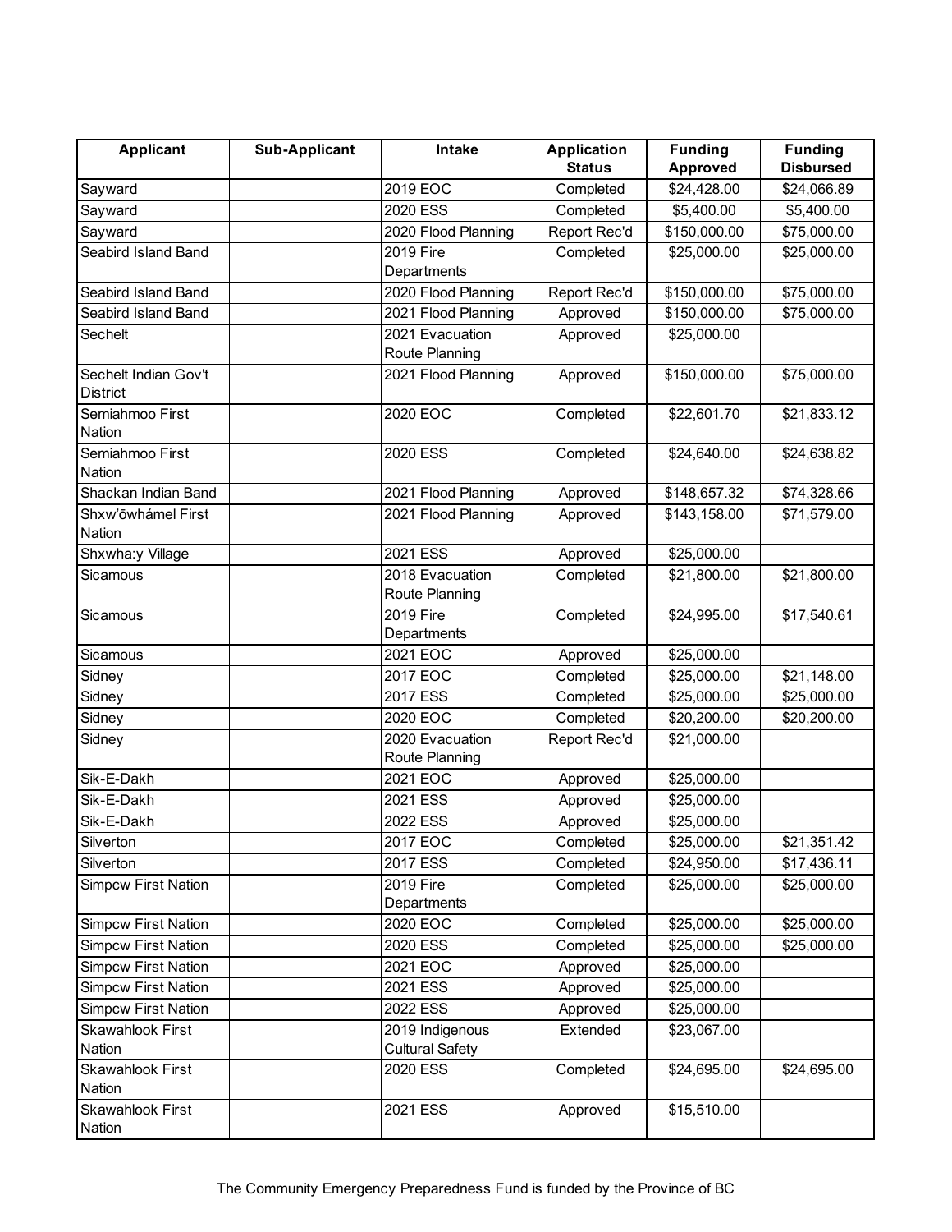| Applicant | Sub-Applicant | Intake | Application Status | Funding Approved | Funding Disbursed |
|---|---|---|---|---|---|
| Sayward | | 2019 EOC | Completed | $24,428.00 | $24,066.89 |
| Sayward | | 2020 ESS | Completed | $5,400.00 | $5,400.00 |
| Sayward | | 2020 Flood Planning | Report Rec'd | $150,000.00 | $75,000.00 |
| Seabird Island Band | | 2019 Fire Departments | Completed | $25,000.00 | $25,000.00 |
| Seabird Island Band | | 2020 Flood Planning | Report Rec'd | $150,000.00 | $75,000.00 |
| Seabird Island Band | | 2021 Flood Planning | Approved | $150,000.00 | $75,000.00 |
| Sechelt | | 2021 Evacuation Route Planning | Approved | $25,000.00 | |
| Sechelt Indian Gov't District | | 2021 Flood Planning | Approved | $150,000.00 | $75,000.00 |
| Semiahmoo First Nation | | 2020 EOC | Completed | $22,601.70 | $21,833.12 |
| Semiahmoo First Nation | | 2020 ESS | Completed | $24,640.00 | $24,638.82 |
| Shackan Indian Band | | 2021 Flood Planning | Approved | $148,657.32 | $74,328.66 |
| Shxw'ōwhámel First Nation | | 2021 Flood Planning | Approved | $143,158.00 | $71,579.00 |
| Shxwha:y Village | | 2021 ESS | Approved | $25,000.00 | |
| Sicamous | | 2018 Evacuation Route Planning | Completed | $21,800.00 | $21,800.00 |
| Sicamous | | 2019 Fire Departments | Completed | $24,995.00 | $17,540.61 |
| Sicamous | | 2021 EOC | Approved | $25,000.00 | |
| Sidney | | 2017 EOC | Completed | $25,000.00 | $21,148.00 |
| Sidney | | 2017 ESS | Completed | $25,000.00 | $25,000.00 |
| Sidney | | 2020 EOC | Completed | $20,200.00 | $20,200.00 |
| Sidney | | 2020 Evacuation Route Planning | Report Rec'd | $21,000.00 | |
| Sik-E-Dakh | | 2021 EOC | Approved | $25,000.00 | |
| Sik-E-Dakh | | 2021 ESS | Approved | $25,000.00 | |
| Sik-E-Dakh | | 2022 ESS | Approved | $25,000.00 | |
| Silverton | | 2017 EOC | Completed | $25,000.00 | $21,351.42 |
| Silverton | | 2017 ESS | Completed | $24,950.00 | $17,436.11 |
| Simpcw First Nation | | 2019 Fire Departments | Completed | $25,000.00 | $25,000.00 |
| Simpcw First Nation | | 2020 EOC | Completed | $25,000.00 | $25,000.00 |
| Simpcw First Nation | | 2020 ESS | Completed | $25,000.00 | $25,000.00 |
| Simpcw First Nation | | 2021 EOC | Approved | $25,000.00 | |
| Simpcw First Nation | | 2021 ESS | Approved | $25,000.00 | |
| Simpcw First Nation | | 2022 ESS | Approved | $25,000.00 | |
| Skawahlook First Nation | | 2019 Indigenous Cultural Safety | Extended | $23,067.00 | |
| Skawahlook First Nation | | 2020 ESS | Completed | $24,695.00 | $24,695.00 |
| Skawahlook First Nation | | 2021 ESS | Approved | $15,510.00 | |

The Community Emergency Preparedness Fund is funded by the Province of BC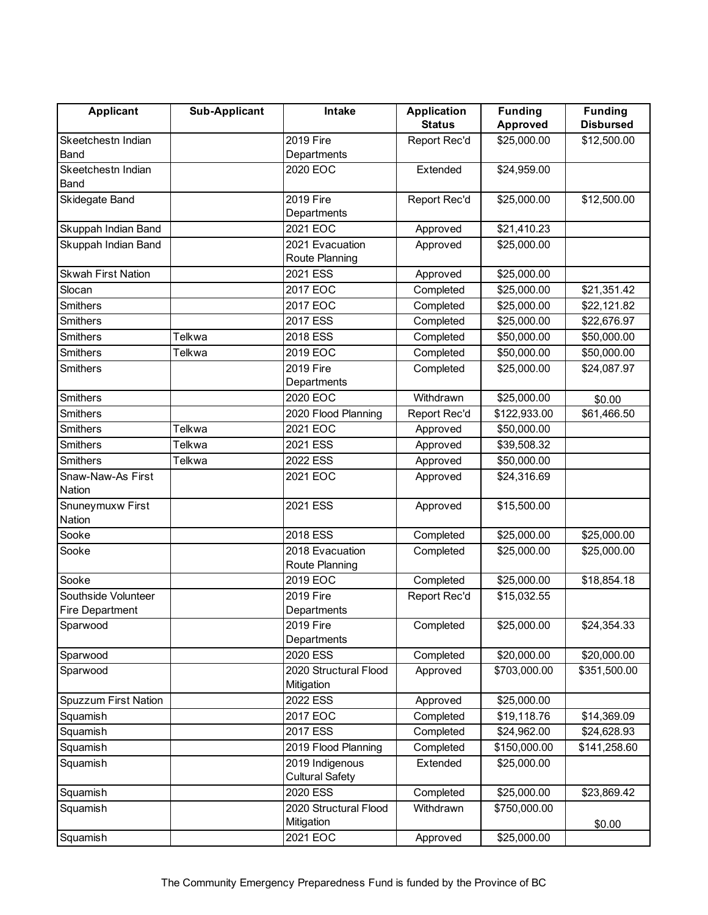| Applicant | Sub-Applicant | Intake | Application Status | Funding Approved | Funding Disbursed |
| --- | --- | --- | --- | --- | --- |
| Skeetchestn Indian Band | | 2019 Fire Departments | Report Rec'd | $25,000.00 | $12,500.00 |
| Skeetchestn Indian Band | | 2020 EOC | Extended | $24,959.00 | |
| Skidegate Band | | 2019 Fire Departments | Report Rec'd | $25,000.00 | $12,500.00 |
| Skuppah Indian Band | | 2021 EOC | Approved | $21,410.23 | |
| Skuppah Indian Band | | 2021 Evacuation Route Planning | Approved | $25,000.00 | |
| Skwah First Nation | | 2021 ESS | Approved | $25,000.00 | |
| Slocan | | 2017 EOC | Completed | $25,000.00 | $21,351.42 |
| Smithers | | 2017 EOC | Completed | $25,000.00 | $22,121.82 |
| Smithers | | 2017 ESS | Completed | $25,000.00 | $22,676.97 |
| Smithers | Telkwa | 2018 ESS | Completed | $50,000.00 | $50,000.00 |
| Smithers | Telkwa | 2019 EOC | Completed | $50,000.00 | $50,000.00 |
| Smithers | | 2019 Fire Departments | Completed | $25,000.00 | $24,087.97 |
| Smithers | | 2020 EOC | Withdrawn | $25,000.00 | $0.00 |
| Smithers | | 2020 Flood Planning | Report Rec'd | $122,933.00 | $61,466.50 |
| Smithers | Telkwa | 2021 EOC | Approved | $50,000.00 | |
| Smithers | Telkwa | 2021 ESS | Approved | $39,508.32 | |
| Smithers | Telkwa | 2022 ESS | Approved | $50,000.00 | |
| Snaw-Naw-As First Nation | | 2021 EOC | Approved | $24,316.69 | |
| Snuneymuxw First Nation | | 2021 ESS | Approved | $15,500.00 | |
| Sooke | | 2018 ESS | Completed | $25,000.00 | $25,000.00 |
| Sooke | | 2018 Evacuation Route Planning | Completed | $25,000.00 | $25,000.00 |
| Sooke | | 2019 EOC | Completed | $25,000.00 | $18,854.18 |
| Southside Volunteer Fire Department | | 2019 Fire Departments | Report Rec'd | $15,032.55 | |
| Sparwood | | 2019 Fire Departments | Completed | $25,000.00 | $24,354.33 |
| Sparwood | | 2020 ESS | Completed | $20,000.00 | $20,000.00 |
| Sparwood | | 2020 Structural Flood Mitigation | Approved | $703,000.00 | $351,500.00 |
| Spuzzum First Nation | | 2022 ESS | Approved | $25,000.00 | |
| Squamish | | 2017 EOC | Completed | $19,118.76 | $14,369.09 |
| Squamish | | 2017 ESS | Completed | $24,962.00 | $24,628.93 |
| Squamish | | 2019 Flood Planning | Completed | $150,000.00 | $141,258.60 |
| Squamish | | 2019 Indigenous Cultural Safety | Extended | $25,000.00 | |
| Squamish | | 2020 ESS | Completed | $25,000.00 | $23,869.42 |
| Squamish | | 2020 Structural Flood Mitigation | Withdrawn | $750,000.00 | $0.00 |
| Squamish | | 2021 EOC | Approved | $25,000.00 | |

The Community Emergency Preparedness Fund is funded by the Province of BC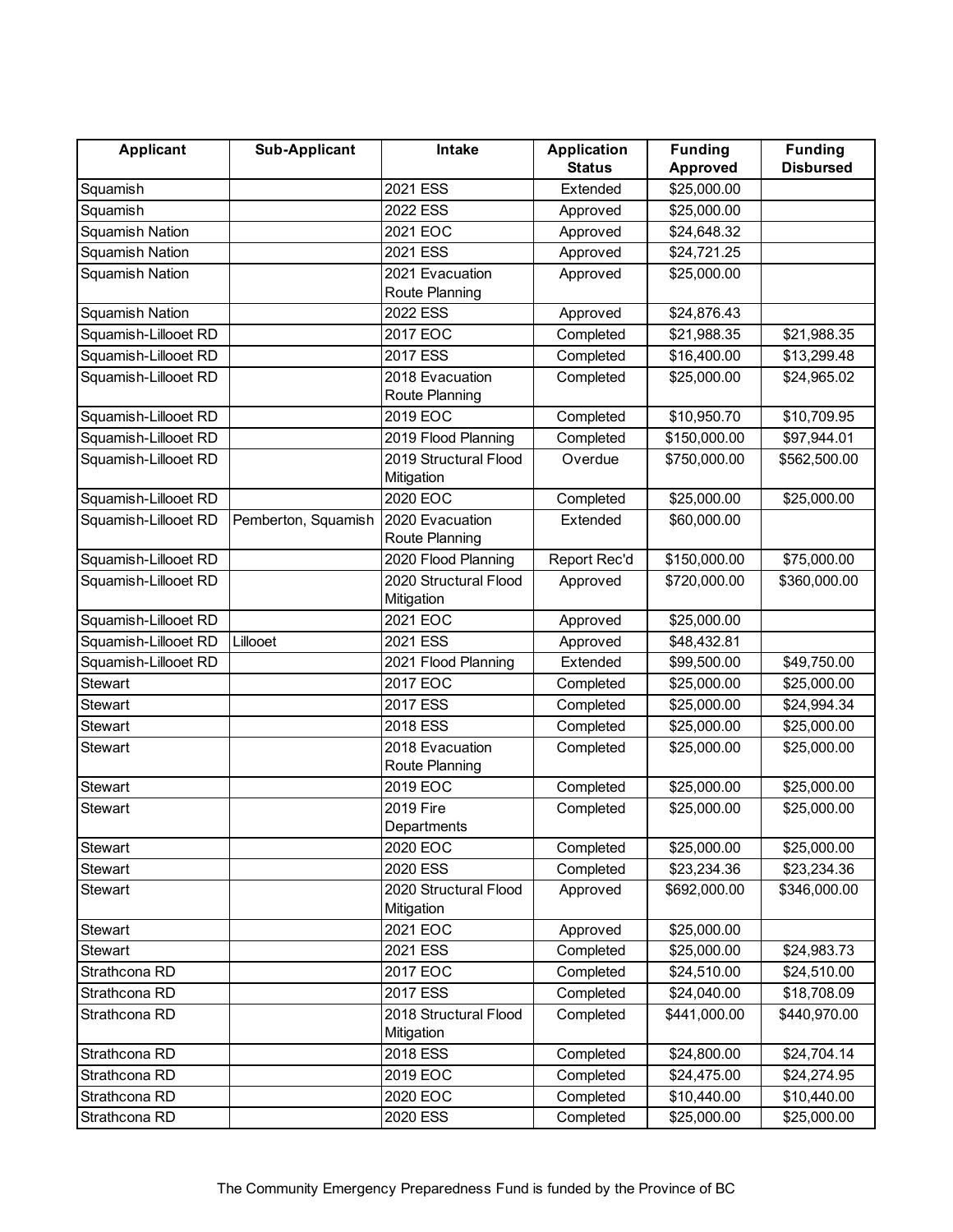| Applicant | Sub-Applicant | Intake | Application Status | Funding Approved | Funding Disbursed |
|---|---|---|---|---|---|
| Squamish | | 2021 ESS | Extended | $25,000.00 | |
| Squamish | | 2022 ESS | Approved | $25,000.00 | |
| Squamish Nation | | 2021 EOC | Approved | $24,648.32 | |
| Squamish Nation | | 2021 ESS | Approved | $24,721.25 | |
| Squamish Nation | | 2021 Evacuation Route Planning | Approved | $25,000.00 | |
| Squamish Nation | | 2022 ESS | Approved | $24,876.43 | |
| Squamish-Lillooet RD | | 2017 EOC | Completed | $21,988.35 | $21,988.35 |
| Squamish-Lillooet RD | | 2017 ESS | Completed | $16,400.00 | $13,299.48 |
| Squamish-Lillooet RD | | 2018 Evacuation Route Planning | Completed | $25,000.00 | $24,965.02 |
| Squamish-Lillooet RD | | 2019 EOC | Completed | $10,950.70 | $10,709.95 |
| Squamish-Lillooet RD | | 2019 Flood Planning | Completed | $150,000.00 | $97,944.01 |
| Squamish-Lillooet RD | | 2019 Structural Flood Mitigation | Overdue | $750,000.00 | $562,500.00 |
| Squamish-Lillooet RD | | 2020 EOC | Completed | $25,000.00 | $25,000.00 |
| Squamish-Lillooet RD | Pemberton, Squamish | 2020 Evacuation Route Planning | Extended | $60,000.00 | |
| Squamish-Lillooet RD | | 2020 Flood Planning | Report Rec'd | $150,000.00 | $75,000.00 |
| Squamish-Lillooet RD | | 2020 Structural Flood Mitigation | Approved | $720,000.00 | $360,000.00 |
| Squamish-Lillooet RD | | 2021 EOC | Approved | $25,000.00 | |
| Squamish-Lillooet RD | Lillooet | 2021 ESS | Approved | $48,432.81 | |
| Squamish-Lillooet RD | | 2021 Flood Planning | Extended | $99,500.00 | $49,750.00 |
| Stewart | | 2017 EOC | Completed | $25,000.00 | $25,000.00 |
| Stewart | | 2017 ESS | Completed | $25,000.00 | $24,994.34 |
| Stewart | | 2018 ESS | Completed | $25,000.00 | $25,000.00 |
| Stewart | | 2018 Evacuation Route Planning | Completed | $25,000.00 | $25,000.00 |
| Stewart | | 2019 EOC | Completed | $25,000.00 | $25,000.00 |
| Stewart | | 2019 Fire Departments | Completed | $25,000.00 | $25,000.00 |
| Stewart | | 2020 EOC | Completed | $25,000.00 | $25,000.00 |
| Stewart | | 2020 ESS | Completed | $23,234.36 | $23,234.36 |
| Stewart | | 2020 Structural Flood Mitigation | Approved | $692,000.00 | $346,000.00 |
| Stewart | | 2021 EOC | Approved | $25,000.00 | |
| Stewart | | 2021 ESS | Completed | $25,000.00 | $24,983.73 |
| Strathcona RD | | 2017 EOC | Completed | $24,510.00 | $24,510.00 |
| Strathcona RD | | 2017 ESS | Completed | $24,040.00 | $18,708.09 |
| Strathcona RD | | 2018 Structural Flood Mitigation | Completed | $441,000.00 | $440,970.00 |
| Strathcona RD | | 2018 ESS | Completed | $24,800.00 | $24,704.14 |
| Strathcona RD | | 2019 EOC | Completed | $24,475.00 | $24,274.95 |
| Strathcona RD | | 2020 EOC | Completed | $10,440.00 | $10,440.00 |
| Strathcona RD | | 2020 ESS | Completed | $25,000.00 | $25,000.00 |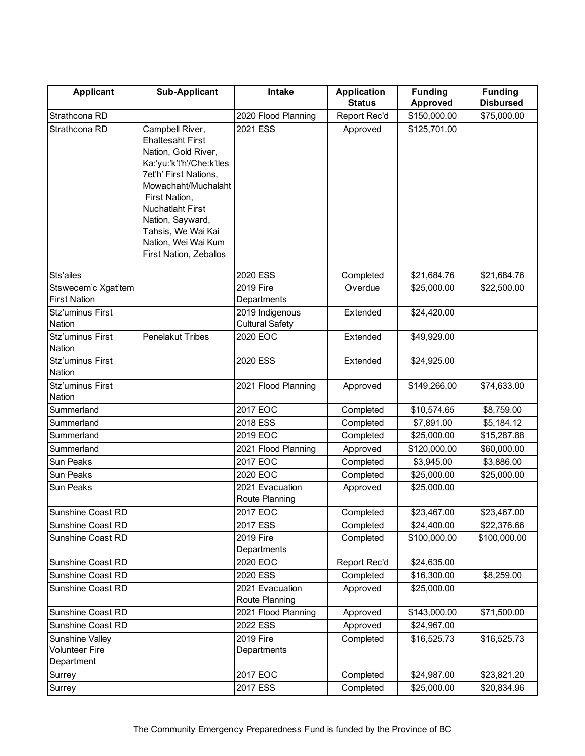| Applicant | Sub-Applicant | Intake | Application Status | Funding Approved | Funding Disbursed |
|---|---|---|---|---|---|
| Strathcona RD | | 2020 Flood Planning | Report Rec'd | $150,000.00 | $75,000.00 |
| Strathcona RD | Campbell River, Ehattesaht First Nation, Gold River, Ka:'yu:'k't'h'/Che:k'tles 7et'h' First Nations, Mowachaht/Muchalaht First Nation, Nuchatlaht First Nation, Sayward, Tahsis, We Wai Kai Nation, Wei Wai Kum First Nation, Zeballos | 2021 ESS | Approved | $125,701.00 | |
| Sts'ailes | | 2020 ESS | Completed | $21,684.76 | $21,684.76 |
| Stswecem'c Xgat'tem First Nation | | 2019 Fire Departments | Overdue | $25,000.00 | $22,500.00 |
| Stz'uminus First Nation | | 2019 Indigenous Cultural Safety | Extended | $24,420.00 | |
| Stz'uminus First Nation | Penelakut Tribes | 2020 EOC | Extended | $49,929.00 | |
| Stz'uminus First Nation | | 2020 ESS | Extended | $24,925.00 | |
| Stz'uminus First Nation | | 2021 Flood Planning | Approved | $149,266.00 | $74,633.00 |
| Summerland | | 2017 EOC | Completed | $10,574.65 | $8,759.00 |
| Summerland | | 2018 ESS | Completed | $7,891.00 | $5,184.12 |
| Summerland | | 2019 EOC | Completed | $25,000.00 | $15,287.88 |
| Summerland | | 2021 Flood Planning | Approved | $120,000.00 | $60,000.00 |
| Sun Peaks | | 2017 EOC | Completed | $3,945.00 | $3,886.00 |
| Sun Peaks | | 2020 EOC | Completed | $25,000.00 | $25,000.00 |
| Sun Peaks | | 2021 Evacuation Route Planning | Approved | $25,000.00 | |
| Sunshine Coast RD | | 2017 EOC | Completed | $23,467.00 | $23,467.00 |
| Sunshine Coast RD | | 2017 ESS | Completed | $24,400.00 | $22,376.66 |
| Sunshine Coast RD | | 2019 Fire Departments | Completed | $100,000.00 | $100,000.00 |
| Sunshine Coast RD | | 2020 EOC | Report Rec'd | $24,635.00 | |
| Sunshine Coast RD | | 2020 ESS | Completed | $16,300.00 | $8,259.00 |
| Sunshine Coast RD | | 2021 Evacuation Route Planning | Approved | $25,000.00 | |
| Sunshine Coast RD | | 2021 Flood Planning | Approved | $143,000.00 | $71,500.00 |
| Sunshine Coast RD | | 2022 ESS | Approved | $24,967.00 | |
| Sunshine Valley Volunteer Fire Department | | 2019 Fire Departments | Completed | $16,525.73 | $16,525.73 |
| Surrey | | 2017 EOC | Completed | $24,987.00 | $23,821.20 |
| Surrey | | 2017 ESS | Completed | $25,000.00 | $20,834.96 |

The Community Emergency Preparedness Fund is funded by the Province of BC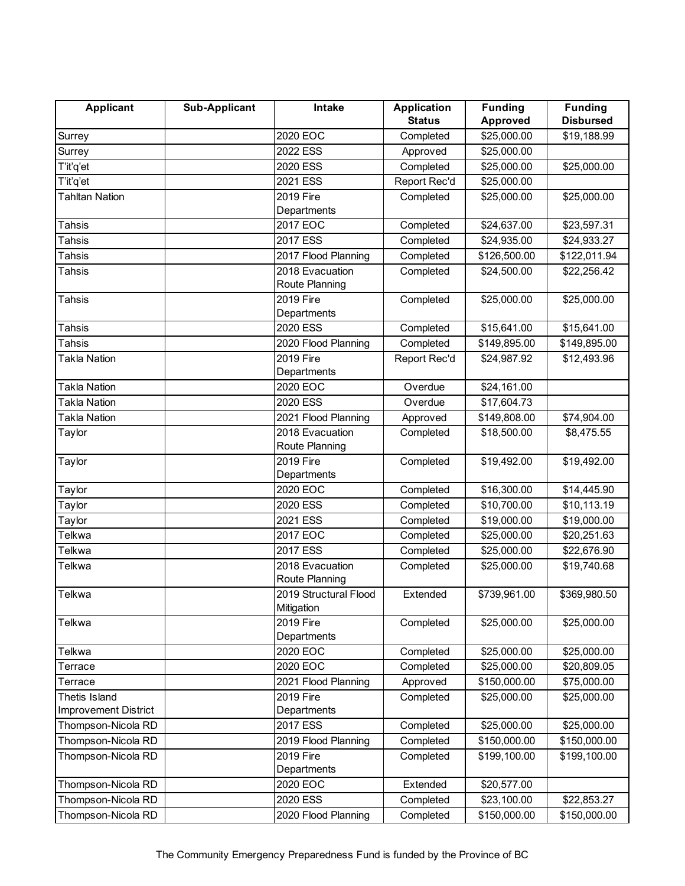| Applicant | Sub-Applicant | Intake | Application Status | Funding Approved | Funding Disbursed |
|---|---|---|---|---|---|
| Surrey | | 2020 EOC | Completed | $25,000.00 | $19,188.99 |
| Surrey | | 2022 ESS | Approved | $25,000.00 | |
| T'it'q'et | | 2020 ESS | Completed | $25,000.00 | $25,000.00 |
| T'it'q'et | | 2021 ESS | Report Rec'd | $25,000.00 | |
| Tahltan Nation | | 2019 Fire Departments | Completed | $25,000.00 | $25,000.00 |
| Tahsis | | 2017 EOC | Completed | $24,637.00 | $23,597.31 |
| Tahsis | | 2017 ESS | Completed | $24,935.00 | $24,933.27 |
| Tahsis | | 2017 Flood Planning | Completed | $126,500.00 | $122,011.94 |
| Tahsis | | 2018 Evacuation Route Planning | Completed | $24,500.00 | $22,256.42 |
| Tahsis | | 2019 Fire Departments | Completed | $25,000.00 | $25,000.00 |
| Tahsis | | 2020 ESS | Completed | $15,641.00 | $15,641.00 |
| Tahsis | | 2020 Flood Planning | Completed | $149,895.00 | $149,895.00 |
| Takla Nation | | 2019 Fire Departments | Report Rec'd | $24,987.92 | $12,493.96 |
| Takla Nation | | 2020 EOC | Overdue | $24,161.00 | |
| Takla Nation | | 2020 ESS | Overdue | $17,604.73 | |
| Takla Nation | | 2021 Flood Planning | Approved | $149,808.00 | $74,904.00 |
| Taylor | | 2018 Evacuation Route Planning | Completed | $18,500.00 | $8,475.55 |
| Taylor | | 2019 Fire Departments | Completed | $19,492.00 | $19,492.00 |
| Taylor | | 2020 EOC | Completed | $16,300.00 | $14,445.90 |
| Taylor | | 2020 ESS | Completed | $10,700.00 | $10,113.19 |
| Taylor | | 2021 ESS | Completed | $19,000.00 | $19,000.00 |
| Telkwa | | 2017 EOC | Completed | $25,000.00 | $20,251.63 |
| Telkwa | | 2017 ESS | Completed | $25,000.00 | $22,676.90 |
| Telkwa | | 2018 Evacuation Route Planning | Completed | $25,000.00 | $19,740.68 |
| Telkwa | | 2019 Structural Flood Mitigation | Extended | $739,961.00 | $369,980.50 |
| Telkwa | | 2019 Fire Departments | Completed | $25,000.00 | $25,000.00 |
| Telkwa | | 2020 EOC | Completed | $25,000.00 | $25,000.00 |
| Terrace | | 2020 EOC | Completed | $25,000.00 | $20,809.05 |
| Terrace | | 2021 Flood Planning | Approved | $150,000.00 | $75,000.00 |
| Thetis Island Improvement District | | 2019 Fire Departments | Completed | $25,000.00 | $25,000.00 |
| Thompson-Nicola RD | | 2017 ESS | Completed | $25,000.00 | $25,000.00 |
| Thompson-Nicola RD | | 2019 Flood Planning | Completed | $150,000.00 | $150,000.00 |
| Thompson-Nicola RD | | 2019 Fire Departments | Completed | $199,100.00 | $199,100.00 |
| Thompson-Nicola RD | | 2020 EOC | Extended | $20,577.00 | |
| Thompson-Nicola RD | | 2020 ESS | Completed | $23,100.00 | $22,853.27 |
| Thompson-Nicola RD | | 2020 Flood Planning | Completed | $150,000.00 | $150,000.00 |

The Community Emergency Preparedness Fund is funded by the Province of BC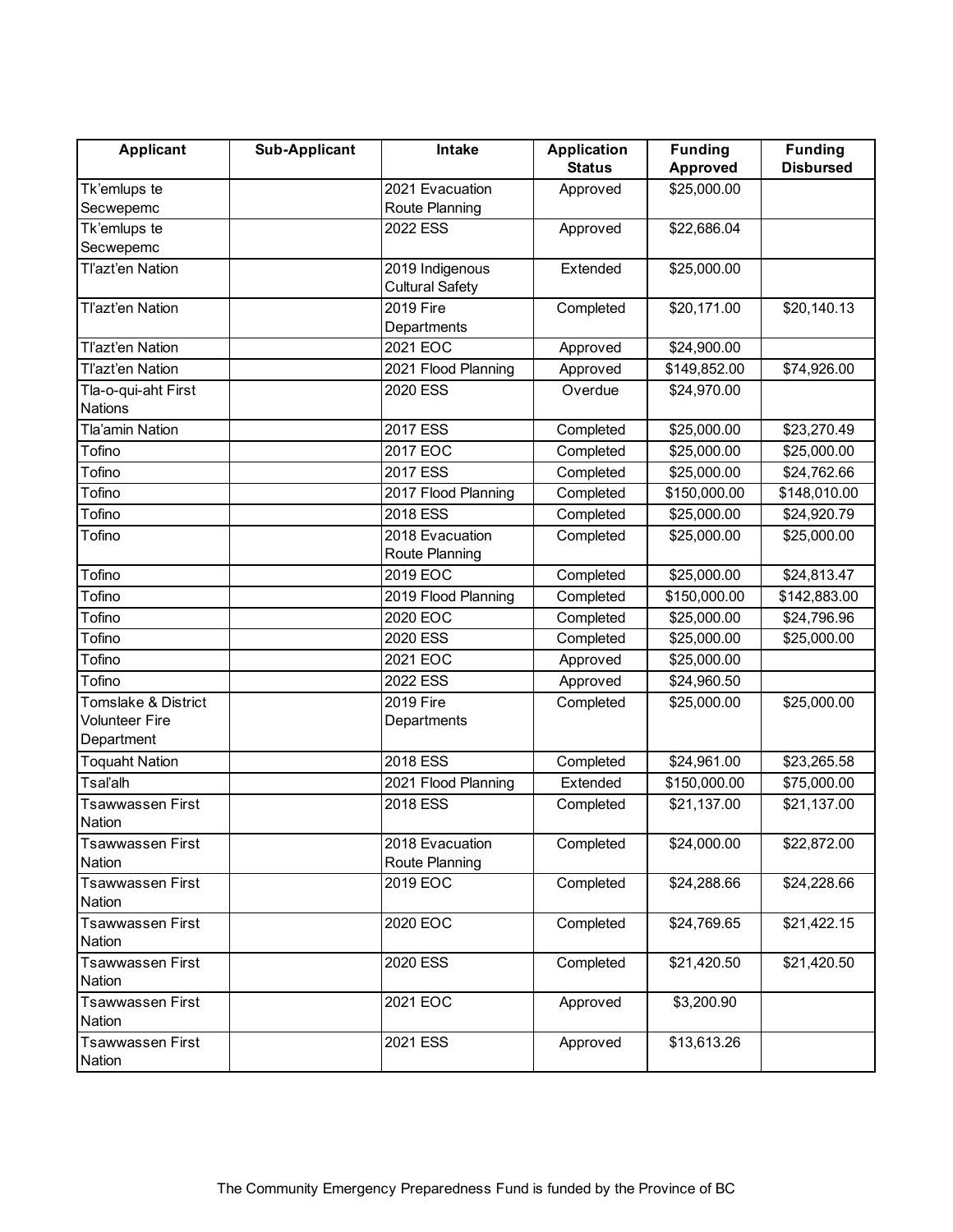| Applicant | Sub-Applicant | Intake | Application Status | Funding Approved | Funding Disbursed |
|---|---|---|---|---|---|
| Tk'emlups te Secwepemc | | 2021 Evacuation Route Planning | Approved | $25,000.00 | |
| Tk'emlups te Secwepemc | | 2022 ESS | Approved | $22,686.04 | |
| Tl'azt'en Nation | | 2019 Indigenous Cultural Safety | Extended | $25,000.00 | |
| Tl'azt'en Nation | | 2019 Fire Departments | Completed | $20,171.00 | $20,140.13 |
| Tl'azt'en Nation | | 2021 EOC | Approved | $24,900.00 | |
| Tl'azt'en Nation | | 2021 Flood Planning | Approved | $149,852.00 | $74,926.00 |
| Tla-o-qui-aht First Nations | | 2020 ESS | Overdue | $24,970.00 | |
| Tla'amin Nation | | 2017 ESS | Completed | $25,000.00 | $23,270.49 |
| Tofino | | 2017 EOC | Completed | $25,000.00 | $25,000.00 |
| Tofino | | 2017 ESS | Completed | $25,000.00 | $24,762.66 |
| Tofino | | 2017 Flood Planning | Completed | $150,000.00 | $148,010.00 |
| Tofino | | 2018 ESS | Completed | $25,000.00 | $24,920.79 |
| Tofino | | 2018 Evacuation Route Planning | Completed | $25,000.00 | $25,000.00 |
| Tofino | | 2019 EOC | Completed | $25,000.00 | $24,813.47 |
| Tofino | | 2019 Flood Planning | Completed | $150,000.00 | $142,883.00 |
| Tofino | | 2020 EOC | Completed | $25,000.00 | $24,796.96 |
| Tofino | | 2020 ESS | Completed | $25,000.00 | $25,000.00 |
| Tofino | | 2021 EOC | Approved | $25,000.00 | |
| Tofino | | 2022 ESS | Approved | $24,960.50 | |
| Tomslake & District Volunteer Fire Department | | 2019 Fire Departments | Completed | $25,000.00 | $25,000.00 |
| Toquaht Nation | | 2018 ESS | Completed | $24,961.00 | $23,265.58 |
| Tsal'alh | | 2021 Flood Planning | Extended | $150,000.00 | $75,000.00 |
| Tsawwassen First Nation | | 2018 ESS | Completed | $21,137.00 | $21,137.00 |
| Tsawwassen First Nation | | 2018 Evacuation Route Planning | Completed | $24,000.00 | $22,872.00 |
| Tsawwassen First Nation | | 2019 EOC | Completed | $24,288.66 | $24,228.66 |
| Tsawwassen First Nation | | 2020 EOC | Completed | $24,769.65 | $21,422.15 |
| Tsawwassen First Nation | | 2020 ESS | Completed | $21,420.50 | $21,420.50 |
| Tsawwassen First Nation | | 2021 EOC | Approved | $3,200.90 | |
| Tsawwassen First Nation | | 2021 ESS | Approved | $13,613.26 | |

The Community Emergency Preparedness Fund is funded by the Province of BC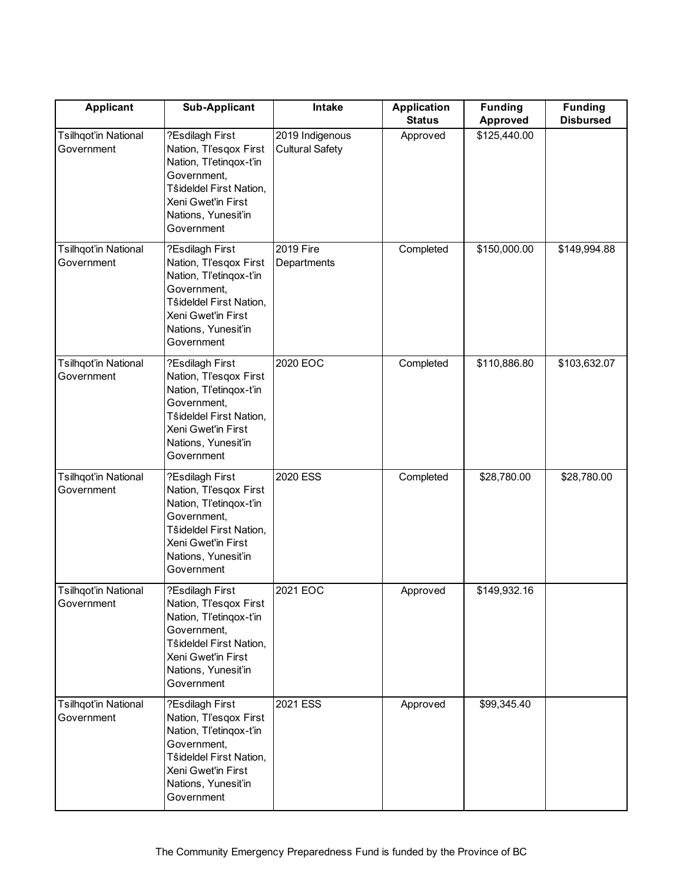| Applicant | Sub-Applicant | Intake | Application Status | Funding Approved | Funding Disbursed |
|---|---|---|---|---|---|
| Tsilhqot'in National Government | ?Esdilagh First Nation, Tl'esqox First Nation, Tl'etinqox-t'in Government, Tŝideldel First Nation, Xeni Gwet'in First Nations, Yunesit'in Government | 2019 Indigenous Cultural Safety | Approved | $125,440.00 | |
| Tsilhqot'in National Government | ?Esdilagh First Nation, Tl'esqox First Nation, Tl'etinqox-t'in Government, Tŝideldel First Nation, Xeni Gwet'in First Nations, Yunesit'in Government | 2019 Fire Departments | Completed | $150,000.00 | $149,994.88 |
| Tsilhqot'in National Government | ?Esdilagh First Nation, Tl'esqox First Nation, Tl'etinqox-t'in Government, Tŝideldel First Nation, Xeni Gwet'in First Nations, Yunesit'in Government | 2020 EOC | Completed | $110,886.80 | $103,632.07 |
| Tsilhqot'in National Government | ?Esdilagh First Nation, Tl'esqox First Nation, Tl'etinqox-t'in Government, Tŝideldel First Nation, Xeni Gwet'in First Nations, Yunesit'in Government | 2020 ESS | Completed | $28,780.00 | $28,780.00 |
| Tsilhqot'in National Government | ?Esdilagh First Nation, Tl'esqox First Nation, Tl'etinqox-t'in Government, Tŝideldel First Nation, Xeni Gwet'in First Nations, Yunesit'in Government | 2021 EOC | Approved | $149,932.16 | |
| Tsilhqot'in National Government | ?Esdilagh First Nation, Tl'esqox First Nation, Tl'etinqox-t'in Government, Tŝideldel First Nation, Xeni Gwet'in First Nations, Yunesit'in Government | 2021 ESS | Approved | $99,345.40 | |

The Community Emergency Preparedness Fund is funded by the Province of BC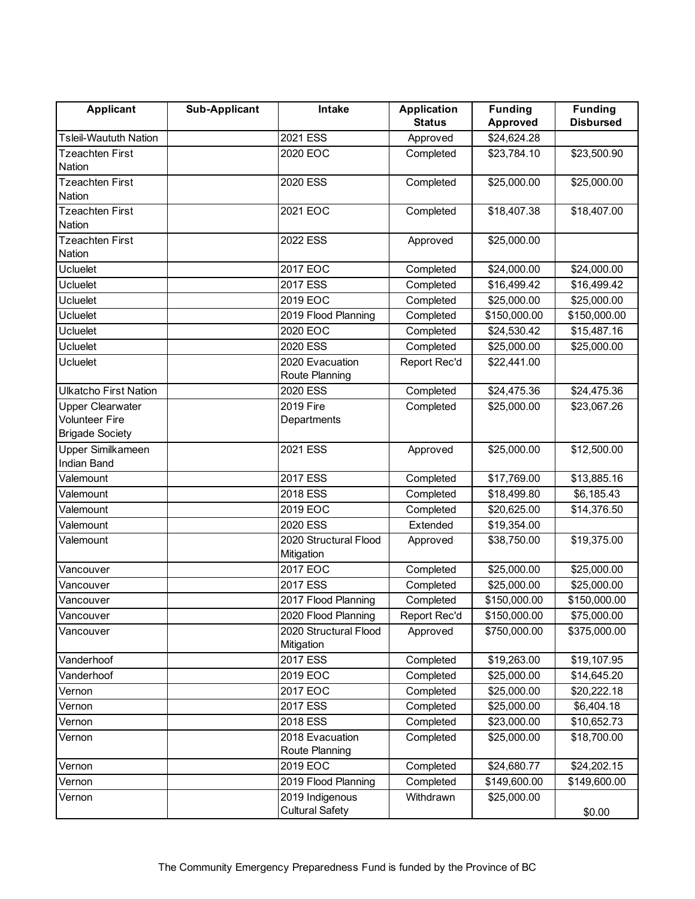| Applicant | Sub-Applicant | Intake | Application Status | Funding Approved | Funding Disbursed |
|---|---|---|---|---|---|
| Tsleil-Waututh Nation | | 2021 ESS | Approved | $24,624.28 | |
| Tzeachten First Nation | | 2020 EOC | Completed | $23,784.10 | $23,500.90 |
| Tzeachten First Nation | | 2020 ESS | Completed | $25,000.00 | $25,000.00 |
| Tzeachten First Nation | | 2021 EOC | Completed | $18,407.38 | $18,407.00 |
| Tzeachten First Nation | | 2022 ESS | Approved | $25,000.00 | |
| Ucluelet | | 2017 EOC | Completed | $24,000.00 | $24,000.00 |
| Ucluelet | | 2017 ESS | Completed | $16,499.42 | $16,499.42 |
| Ucluelet | | 2019 EOC | Completed | $25,000.00 | $25,000.00 |
| Ucluelet | | 2019 Flood Planning | Completed | $150,000.00 | $150,000.00 |
| Ucluelet | | 2020 EOC | Completed | $24,530.42 | $15,487.16 |
| Ucluelet | | 2020 ESS | Completed | $25,000.00 | $25,000.00 |
| Ucluelet | | 2020 Evacuation Route Planning | Report Rec'd | $22,441.00 | |
| Ulkatcho First Nation | | 2020 ESS | Completed | $24,475.36 | $24,475.36 |
| Upper Clearwater Volunteer Fire Brigade Society | | 2019 Fire Departments | Completed | $25,000.00 | $23,067.26 |
| Upper Similkameen Indian Band | | 2021 ESS | Approved | $25,000.00 | $12,500.00 |
| Valemount | | 2017 ESS | Completed | $17,769.00 | $13,885.16 |
| Valemount | | 2018 ESS | Completed | $18,499.80 | $6,185.43 |
| Valemount | | 2019 EOC | Completed | $20,625.00 | $14,376.50 |
| Valemount | | 2020 ESS | Extended | $19,354.00 | |
| Valemount | | 2020 Structural Flood Mitigation | Approved | $38,750.00 | $19,375.00 |
| Vancouver | | 2017 EOC | Completed | $25,000.00 | $25,000.00 |
| Vancouver | | 2017 ESS | Completed | $25,000.00 | $25,000.00 |
| Vancouver | | 2017 Flood Planning | Completed | $150,000.00 | $150,000.00 |
| Vancouver | | 2020 Flood Planning | Report Rec'd | $150,000.00 | $75,000.00 |
| Vancouver | | 2020 Structural Flood Mitigation | Approved | $750,000.00 | $375,000.00 |
| Vanderhoof | | 2017 ESS | Completed | $19,263.00 | $19,107.95 |
| Vanderhoof | | 2019 EOC | Completed | $25,000.00 | $14,645.20 |
| Vernon | | 2017 EOC | Completed | $25,000.00 | $20,222.18 |
| Vernon | | 2017 ESS | Completed | $25,000.00 | $6,404.18 |
| Vernon | | 2018 ESS | Completed | $23,000.00 | $10,652.73 |
| Vernon | | 2018 Evacuation Route Planning | Completed | $25,000.00 | $18,700.00 |
| Vernon | | 2019 EOC | Completed | $24,680.77 | $24,202.15 |
| Vernon | | 2019 Flood Planning | Completed | $149,600.00 | $149,600.00 |
| Vernon | | 2019 Indigenous Cultural Safety | Withdrawn | $25,000.00 | $0.00 |

The Community Emergency Preparedness Fund is funded by the Province of BC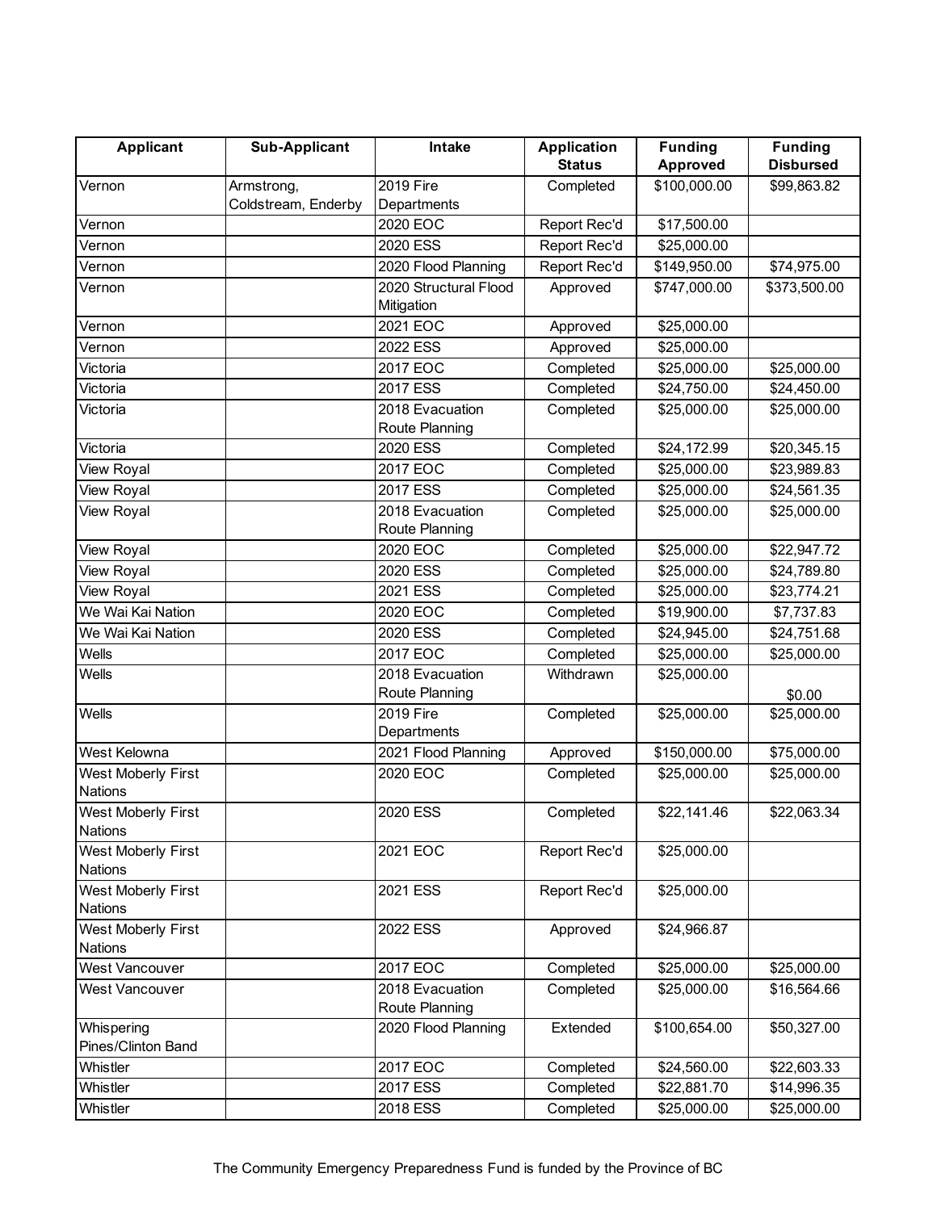| Applicant | Sub-Applicant | Intake | Application Status | Funding Approved | Funding Disbursed |
|---|---|---|---|---|---|
| Vernon | Armstrong, Coldstream, Enderby | 2019 Fire Departments | Completed | $100,000.00 | $99,863.82 |
| Vernon | | 2020 EOC | Report Rec'd | $17,500.00 | |
| Vernon | | 2020 ESS | Report Rec'd | $25,000.00 | |
| Vernon | | 2020 Flood Planning | Report Rec'd | $149,950.00 | $74,975.00 |
| Vernon | | 2020 Structural Flood Mitigation | Approved | $747,000.00 | $373,500.00 |
| Vernon | | 2021 EOC | Approved | $25,000.00 | |
| Vernon | | 2022 ESS | Approved | $25,000.00 | |
| Victoria | | 2017 EOC | Completed | $25,000.00 | $25,000.00 |
| Victoria | | 2017 ESS | Completed | $24,750.00 | $24,450.00 |
| Victoria | | 2018 Evacuation Route Planning | Completed | $25,000.00 | $25,000.00 |
| Victoria | | 2020 ESS | Completed | $24,172.99 | $20,345.15 |
| View Royal | | 2017 EOC | Completed | $25,000.00 | $23,989.83 |
| View Royal | | 2017 ESS | Completed | $25,000.00 | $24,561.35 |
| View Royal | | 2018 Evacuation Route Planning | Completed | $25,000.00 | $25,000.00 |
| View Royal | | 2020 EOC | Completed | $25,000.00 | $22,947.72 |
| View Royal | | 2020 ESS | Completed | $25,000.00 | $24,789.80 |
| View Royal | | 2021 ESS | Completed | $25,000.00 | $23,774.21 |
| We Wai Kai Nation | | 2020 EOC | Completed | $19,900.00 | $7,737.83 |
| We Wai Kai Nation | | 2020 ESS | Completed | $24,945.00 | $24,751.68 |
| Wells | | 2017 EOC | Completed | $25,000.00 | $25,000.00 |
| Wells | | 2018 Evacuation Route Planning | Withdrawn | $25,000.00 | $0.00 |
| Wells | | 2019 Fire Departments | Completed | $25,000.00 | $25,000.00 |
| West Kelowna | | 2021 Flood Planning | Approved | $150,000.00 | $75,000.00 |
| West Moberly First Nations | | 2020 EOC | Completed | $25,000.00 | $25,000.00 |
| West Moberly First Nations | | 2020 ESS | Completed | $22,141.46 | $22,063.34 |
| West Moberly First Nations | | 2021 EOC | Report Rec'd | $25,000.00 | |
| West Moberly First Nations | | 2021 ESS | Report Rec'd | $25,000.00 | |
| West Moberly First Nations | | 2022 ESS | Approved | $24,966.87 | |
| West Vancouver | | 2017 EOC | Completed | $25,000.00 | $25,000.00 |
| West Vancouver | | 2018 Evacuation Route Planning | Completed | $25,000.00 | $16,564.66 |
| Whispering Pines/Clinton Band | | 2020 Flood Planning | Extended | $100,654.00 | $50,327.00 |
| Whistler | | 2017 EOC | Completed | $24,560.00 | $22,603.33 |
| Whistler | | 2017 ESS | Completed | $22,881.70 | $14,996.35 |
| Whistler | | 2018 ESS | Completed | $25,000.00 | $25,000.00 |

The Community Emergency Preparedness Fund is funded by the Province of BC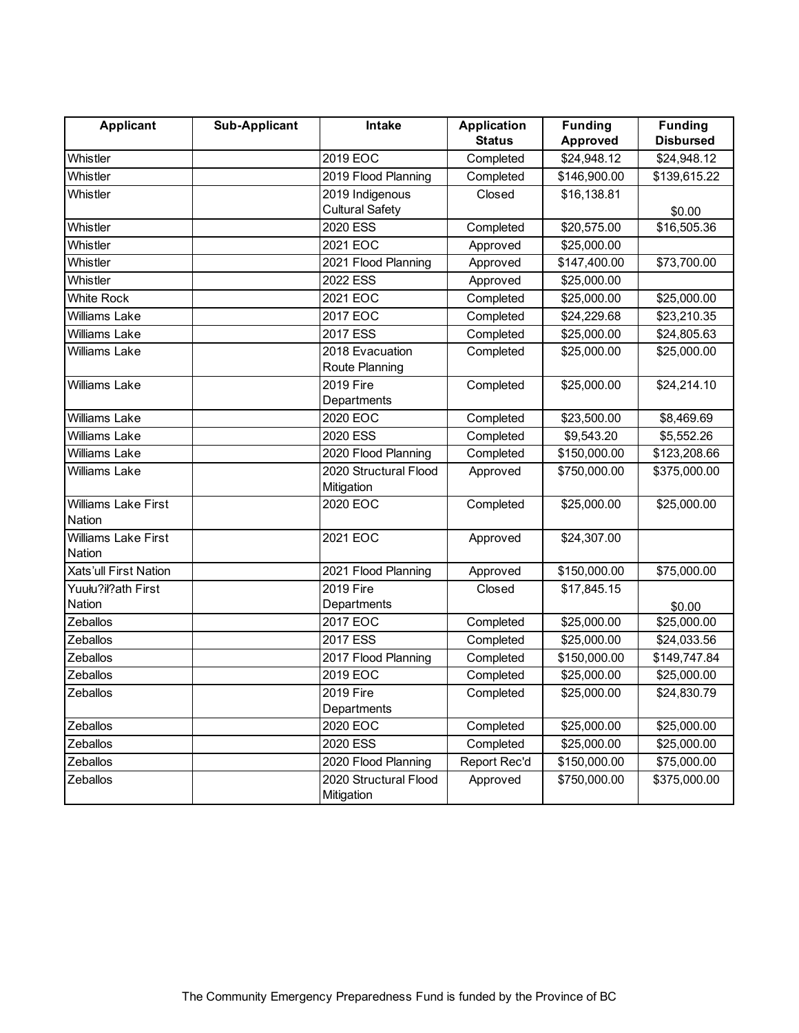| Applicant | Sub-Applicant | Intake | Application Status | Funding Approved | Funding Disbursed |
|---|---|---|---|---|---|
| Whistler | | 2019 EOC | Completed | $24,948.12 | $24,948.12 |
| Whistler | | 2019 Flood Planning | Completed | $146,900.00 | $139,615.22 |
| Whistler | | 2019 Indigenous Cultural Safety | Closed | $16,138.81 | $0.00 |
| Whistler | | 2020 ESS | Completed | $20,575.00 | $16,505.36 |
| Whistler | | 2021 EOC | Approved | $25,000.00 | |
| Whistler | | 2021 Flood Planning | Approved | $147,400.00 | $73,700.00 |
| Whistler | | 2022 ESS | Approved | $25,000.00 | |
| White Rock | | 2021 EOC | Completed | $25,000.00 | $25,000.00 |
| Williams Lake | | 2017 EOC | Completed | $24,229.68 | $23,210.35 |
| Williams Lake | | 2017 ESS | Completed | $25,000.00 | $24,805.63 |
| Williams Lake | | 2018 Evacuation Route Planning | Completed | $25,000.00 | $25,000.00 |
| Williams Lake | | 2019 Fire Departments | Completed | $25,000.00 | $24,214.10 |
| Williams Lake | | 2020 EOC | Completed | $23,500.00 | $8,469.69 |
| Williams Lake | | 2020 ESS | Completed | $9,543.20 | $5,552.26 |
| Williams Lake | | 2020 Flood Planning | Completed | $150,000.00 | $123,208.66 |
| Williams Lake | | 2020 Structural Flood Mitigation | Approved | $750,000.00 | $375,000.00 |
| Williams Lake First Nation | | 2020 EOC | Completed | $25,000.00 | $25,000.00 |
| Williams Lake First Nation | | 2021 EOC | Approved | $24,307.00 | |
| Xats'ull First Nation | | 2021 Flood Planning | Approved | $150,000.00 | $75,000.00 |
| Yuułu?ił?ath First Nation | | 2019 Fire Departments | Closed | $17,845.15 | $0.00 |
| Zeballos | | 2017 EOC | Completed | $25,000.00 | $25,000.00 |
| Zeballos | | 2017 ESS | Completed | $25,000.00 | $24,033.56 |
| Zeballos | | 2017 Flood Planning | Completed | $150,000.00 | $149,747.84 |
| Zeballos | | 2019 EOC | Completed | $25,000.00 | $25,000.00 |
| Zeballos | | 2019 Fire Departments | Completed | $25,000.00 | $24,830.79 |
| Zeballos | | 2020 EOC | Completed | $25,000.00 | $25,000.00 |
| Zeballos | | 2020 ESS | Completed | $25,000.00 | $25,000.00 |
| Zeballos | | 2020 Flood Planning | Report Rec'd | $150,000.00 | $75,000.00 |
| Zeballos | | 2020 Structural Flood Mitigation | Approved | $750,000.00 | $375,000.00 |